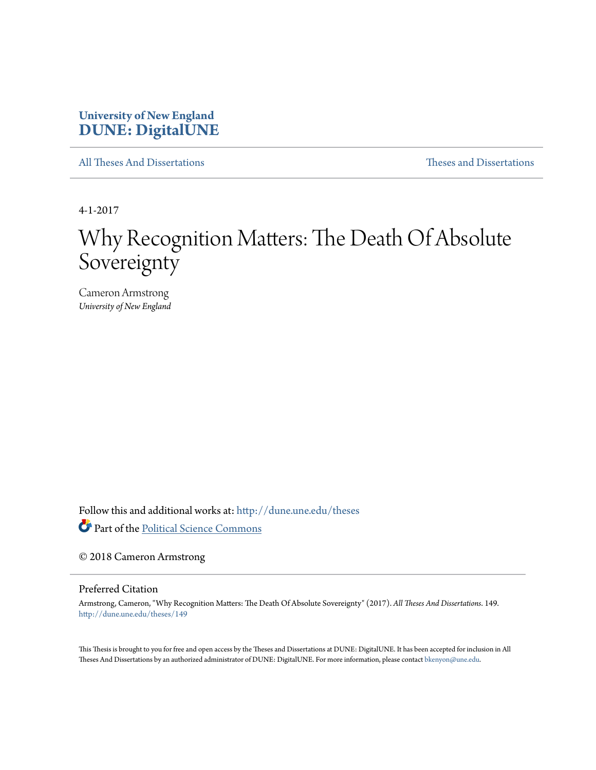**University of New England**
**DUNE: DigitalUNE**

All Theses And Dissertations | Theses and Dissertations

4-1-2017

# Why Recognition Matters: The Death Of Absolute Sovereignty

Cameron Armstrong
*University of New England*

Follow this and additional works at: http://dune.une.edu/theses

Part of the Political Science Commons

© 2018 Cameron Armstrong

## Preferred Citation

Armstrong, Cameron, "Why Recognition Matters: The Death Of Absolute Sovereignty" (2017). *All Theses And Dissertations*. 149. http://dune.une.edu/theses/149

This Thesis is brought to you for free and open access by the Theses and Dissertations at DUNE: DigitalUNE. It has been accepted for inclusion in All Theses And Dissertations by an authorized administrator of DUNE: DigitalUNE. For more information, please contact bkenyon@une.edu.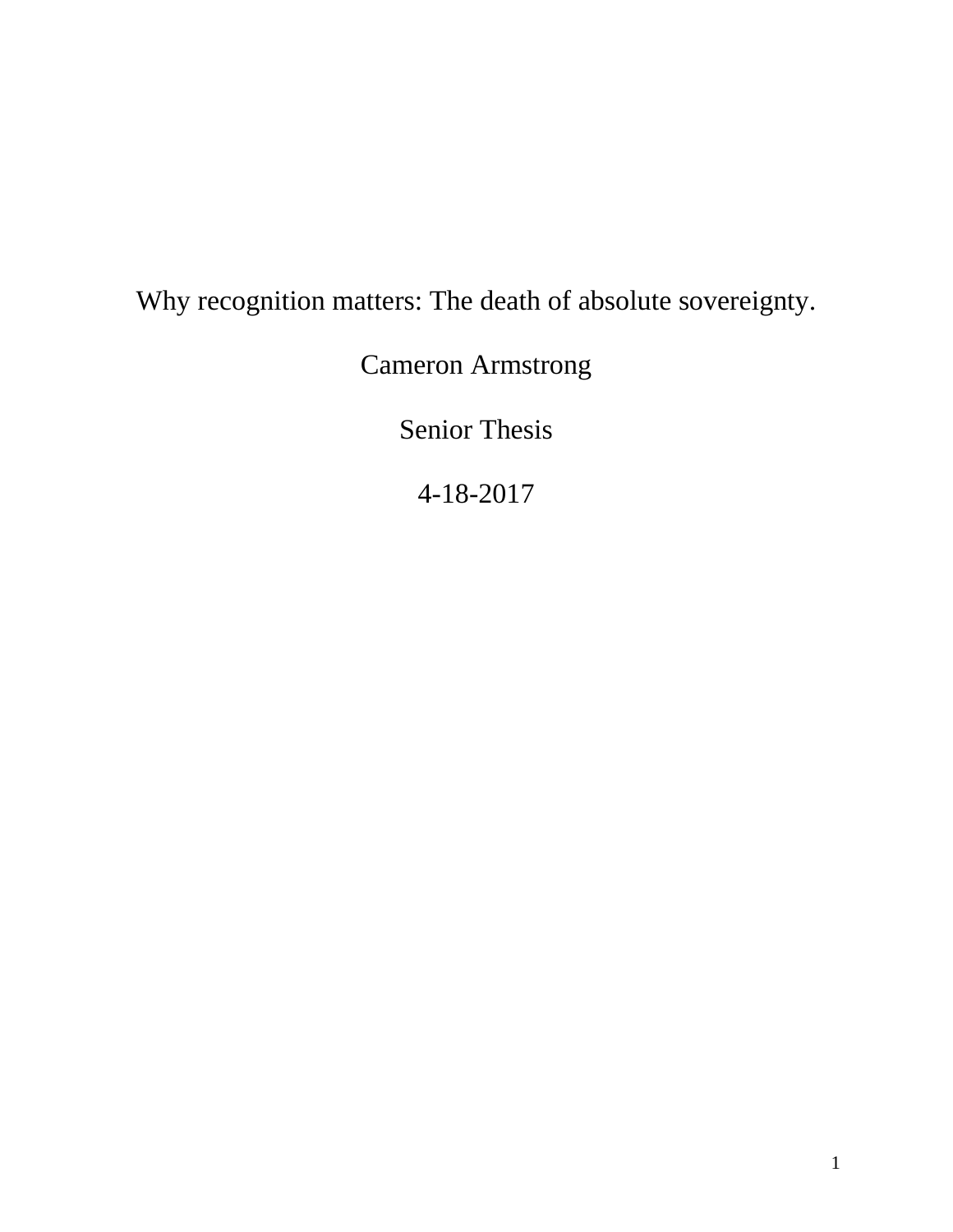# Why recognition matters: The death of absolute sovereignty.

Cameron Armstrong

Senior Thesis

4-18-2017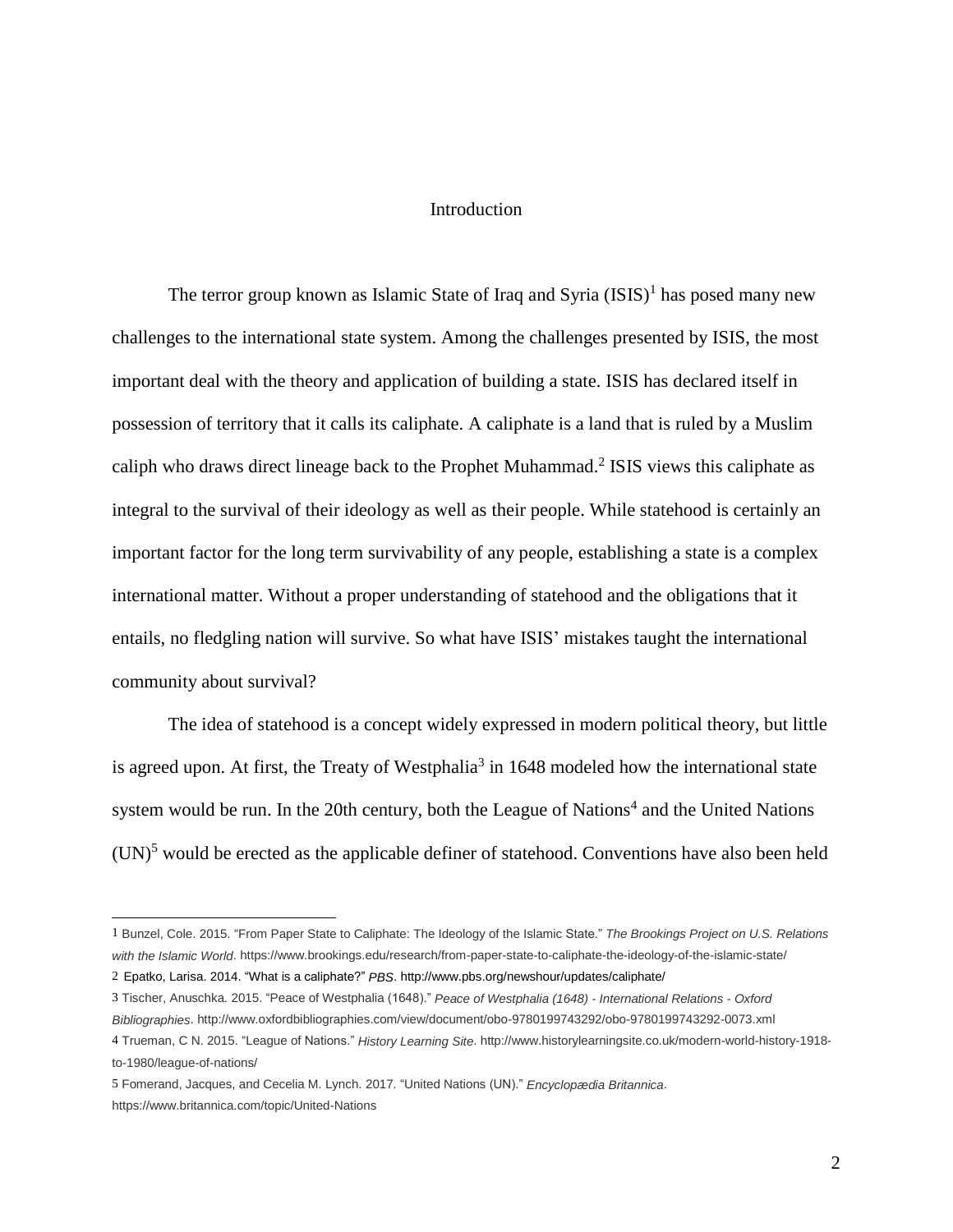## Introduction

The terror group known as Islamic State of Iraq and Syria (ISIS)[1] has posed many new challenges to the international state system. Among the challenges presented by ISIS, the most important deal with the theory and application of building a state. ISIS has declared itself in possession of territory that it calls its caliphate. A caliphate is a land that is ruled by a Muslim caliph who draws direct lineage back to the Prophet Muhammad.[2] ISIS views this caliphate as integral to the survival of their ideology as well as their people. While statehood is certainly an important factor for the long term survivability of any people, establishing a state is a complex international matter. Without a proper understanding of statehood and the obligations that it entails, no fledgling nation will survive. So what have ISIS' mistakes taught the international community about survival?

The idea of statehood is a concept widely expressed in modern political theory, but little is agreed upon. At first, the Treaty of Westphalia[3] in 1648 modeled how the international state system would be run. In the 20th century, both the League of Nations[4] and the United Nations (UN)[5] would be erected as the applicable definer of statehood. Conventions have also been held

---

1 Bunzel, Cole. 2015. "From Paper State to Caliphate: The Ideology of the Islamic State." *The Brookings Project on U.S. Relations with the Islamic World*. https://www.brookings.edu/research/from-paper-state-to-caliphate-the-ideology-of-the-islamic-state/

2 Epatko, Larisa. 2014. "What is a caliphate?" *PBS*. http://www.pbs.org/newshour/updates/caliphate/

3 Tischer, Anuschka. 2015. "Peace of Westphalia (1648)." *Peace of Westphalia (1648) - International Relations - Oxford Bibliographies*. http://www.oxfordbibliographies.com/view/document/obo-9780199743292/obo-9780199743292-0073.xml

4 Trueman, C N. 2015. "League of Nations." *History Learning Site*. http://www.historylearningsite.co.uk/modern-world-history-1918-to-1980/league-of-nations/

5 Fomerand, Jacques, and Cecelia M. Lynch. 2017. "United Nations (UN)." *Encyclopædia Britannica*. https://www.britannica.com/topic/United-Nations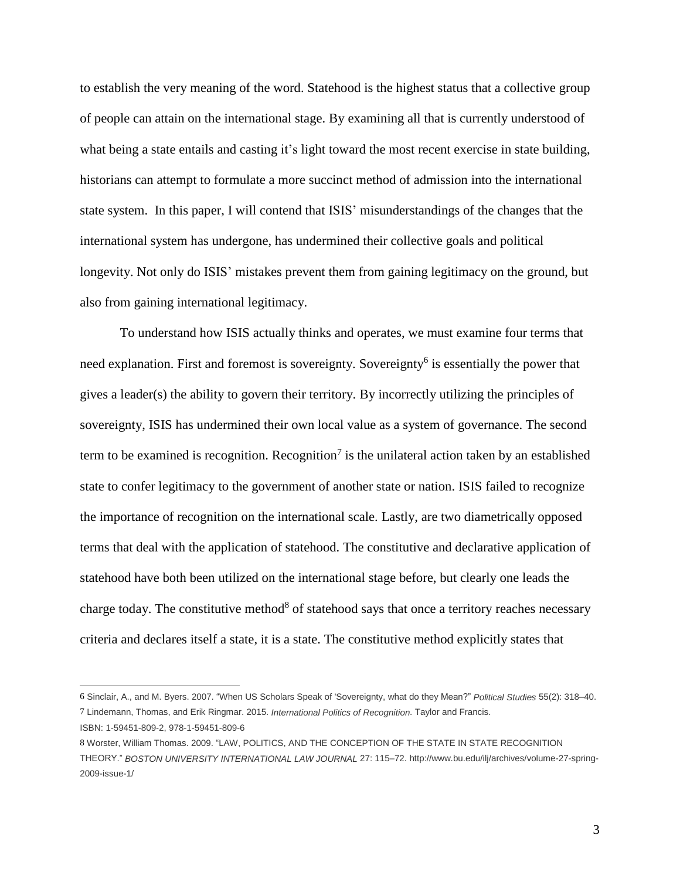to establish the very meaning of the word. Statehood is the highest status that a collective group of people can attain on the international stage. By examining all that is currently understood of what being a state entails and casting it's light toward the most recent exercise in state building, historians can attempt to formulate a more succinct method of admission into the international state system. In this paper, I will contend that ISIS' misunderstandings of the changes that the international system has undergone, has undermined their collective goals and political longevity. Not only do ISIS' mistakes prevent them from gaining legitimacy on the ground, but also from gaining international legitimacy.

To understand how ISIS actually thinks and operates, we must examine four terms that need explanation. First and foremost is sovereignty. Sovereignty[6] is essentially the power that gives a leader(s) the ability to govern their territory. By incorrectly utilizing the principles of sovereignty, ISIS has undermined their own local value as a system of governance. The second term to be examined is recognition. Recognition[7] is the unilateral action taken by an established state to confer legitimacy to the government of another state or nation. ISIS failed to recognize the importance of recognition on the international scale. Lastly, are two diametrically opposed terms that deal with the application of statehood. The constitutive and declarative application of statehood have both been utilized on the international stage before, but clearly one leads the charge today. The constitutive method[8] of statehood says that once a territory reaches necessary criteria and declares itself a state, it is a state. The constitutive method explicitly states that

---

6 Sinclair, A., and M. Byers. 2007. "When US Scholars Speak of 'Sovereignty, what do they Mean?" *Political Studies* 55(2): 318–40.

7 Lindemann, Thomas, and Erik Ringmar. 2015. *International Politics of Recognition.* Taylor and Francis. ISBN: 1-59451-809-2, 978-1-59451-809-6

8 Worster, William Thomas. 2009. "LAW, POLITICS, AND THE CONCEPTION OF THE STATE IN STATE RECOGNITION THEORY." *BOSTON UNIVERSITY INTERNATIONAL LAW JOURNAL* 27: 115–72. http://www.bu.edu/ilj/archives/volume-27-spring-2009-issue-1/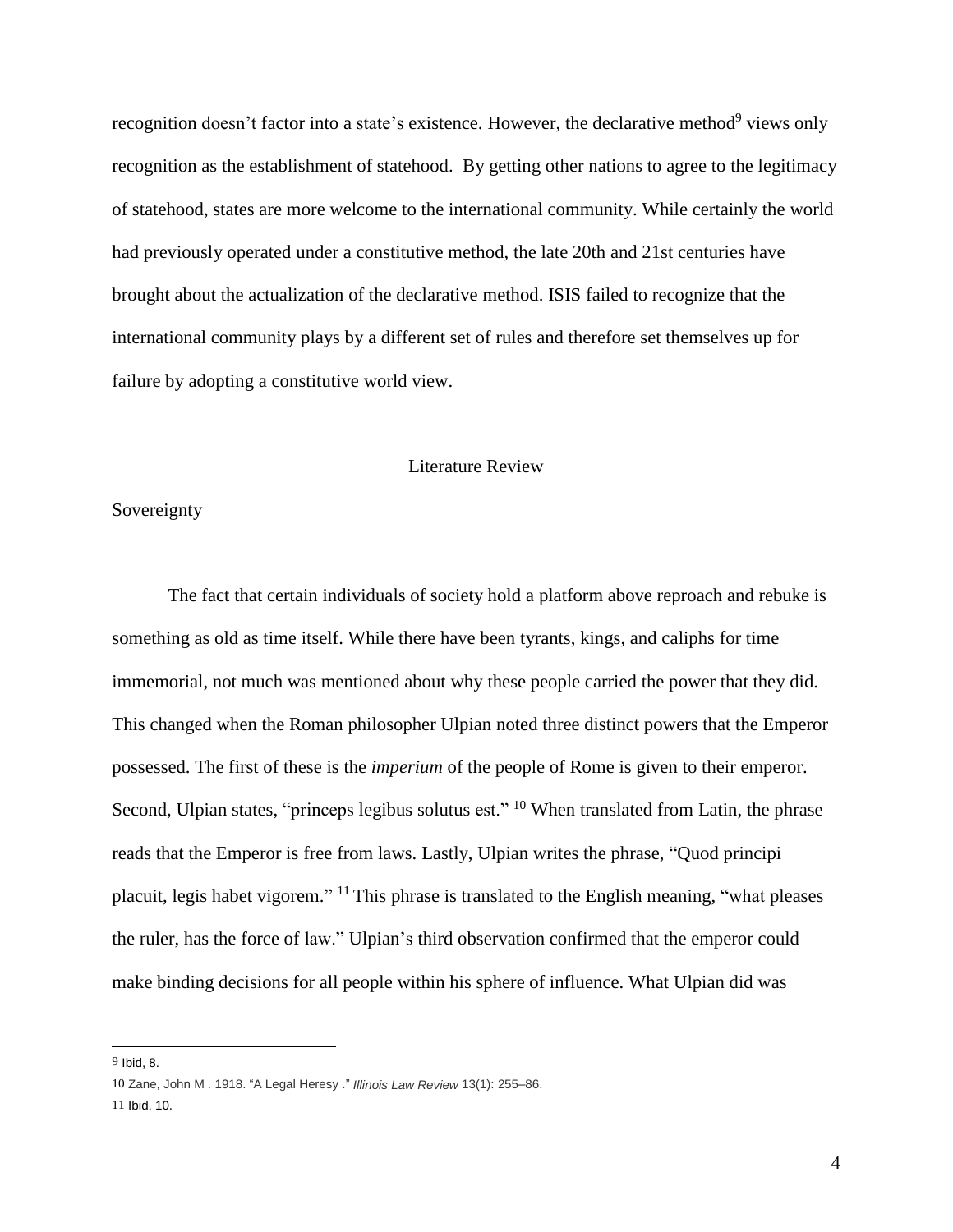recognition doesn't factor into a state's existence. However, the declarative method[9] views only recognition as the establishment of statehood. By getting other nations to agree to the legitimacy of statehood, states are more welcome to the international community. While certainly the world had previously operated under a constitutive method, the late 20th and 21st centuries have brought about the actualization of the declarative method. ISIS failed to recognize that the international community plays by a different set of rules and therefore set themselves up for failure by adopting a constitutive world view.

## Literature Review

### Sovereignty

The fact that certain individuals of society hold a platform above reproach and rebuke is something as old as time itself. While there have been tyrants, kings, and caliphs for time immemorial, not much was mentioned about why these people carried the power that they did. This changed when the Roman philosopher Ulpian noted three distinct powers that the Emperor possessed. The first of these is the *imperium* of the people of Rome is given to their emperor. Second, Ulpian states, "princeps legibus solutus est." [10] When translated from Latin, the phrase reads that the Emperor is free from laws. Lastly, Ulpian writes the phrase, "Quod principi placuit, legis habet vigorem." [11] This phrase is translated to the English meaning, "what pleases the ruler, has the force of law." Ulpian's third observation confirmed that the emperor could make binding decisions for all people within his sphere of influence. What Ulpian did was

---

9 Ibid, 8.

10 Zane, John M . 1918. "A Legal Heresy ." *Illinois Law Review* 13(1): 255–86.

11 Ibid, 10.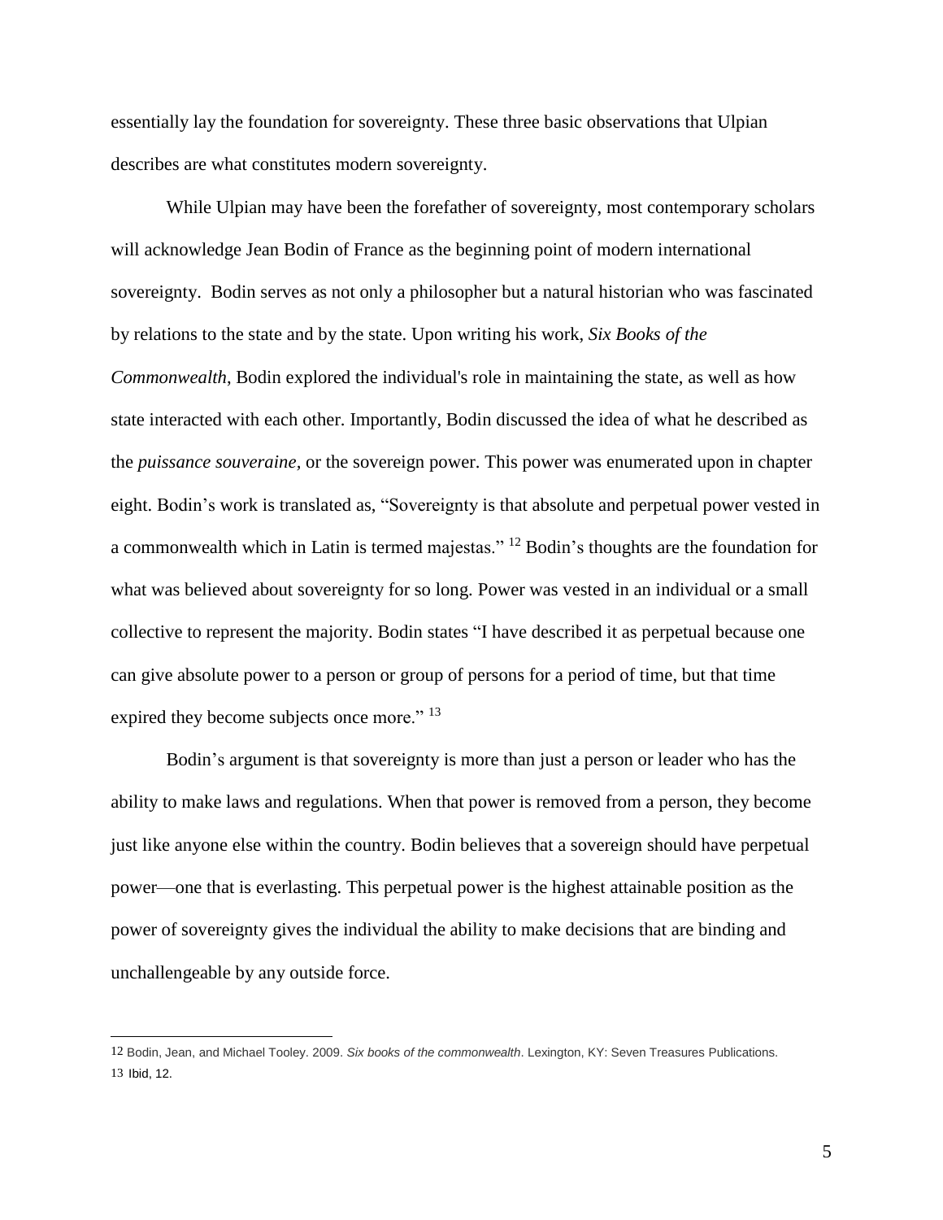essentially lay the foundation for sovereignty. These three basic observations that Ulpian describes are what constitutes modern sovereignty.

While Ulpian may have been the forefather of sovereignty, most contemporary scholars will acknowledge Jean Bodin of France as the beginning point of modern international sovereignty. Bodin serves as not only a philosopher but a natural historian who was fascinated by relations to the state and by the state. Upon writing his work, *Six Books of the Commonwealth*, Bodin explored the individual's role in maintaining the state, as well as how state interacted with each other. Importantly, Bodin discussed the idea of what he described as the *puissance souveraine,* or the sovereign power. This power was enumerated upon in chapter eight. Bodin's work is translated as, "Sovereignty is that absolute and perpetual power vested in a commonwealth which in Latin is termed majestas." [12] Bodin's thoughts are the foundation for what was believed about sovereignty for so long. Power was vested in an individual or a small collective to represent the majority. Bodin states "I have described it as perpetual because one can give absolute power to a person or group of persons for a period of time, but that time expired they become subjects once more." [13]

Bodin's argument is that sovereignty is more than just a person or leader who has the ability to make laws and regulations. When that power is removed from a person, they become just like anyone else within the country. Bodin believes that a sovereign should have perpetual power—one that is everlasting. This perpetual power is the highest attainable position as the power of sovereignty gives the individual the ability to make decisions that are binding and unchallengeable by any outside force.

---

12 Bodin, Jean, and Michael Tooley. 2009. *Six books of the commonwealth*. Lexington, KY: Seven Treasures Publications.

13 Ibid, 12.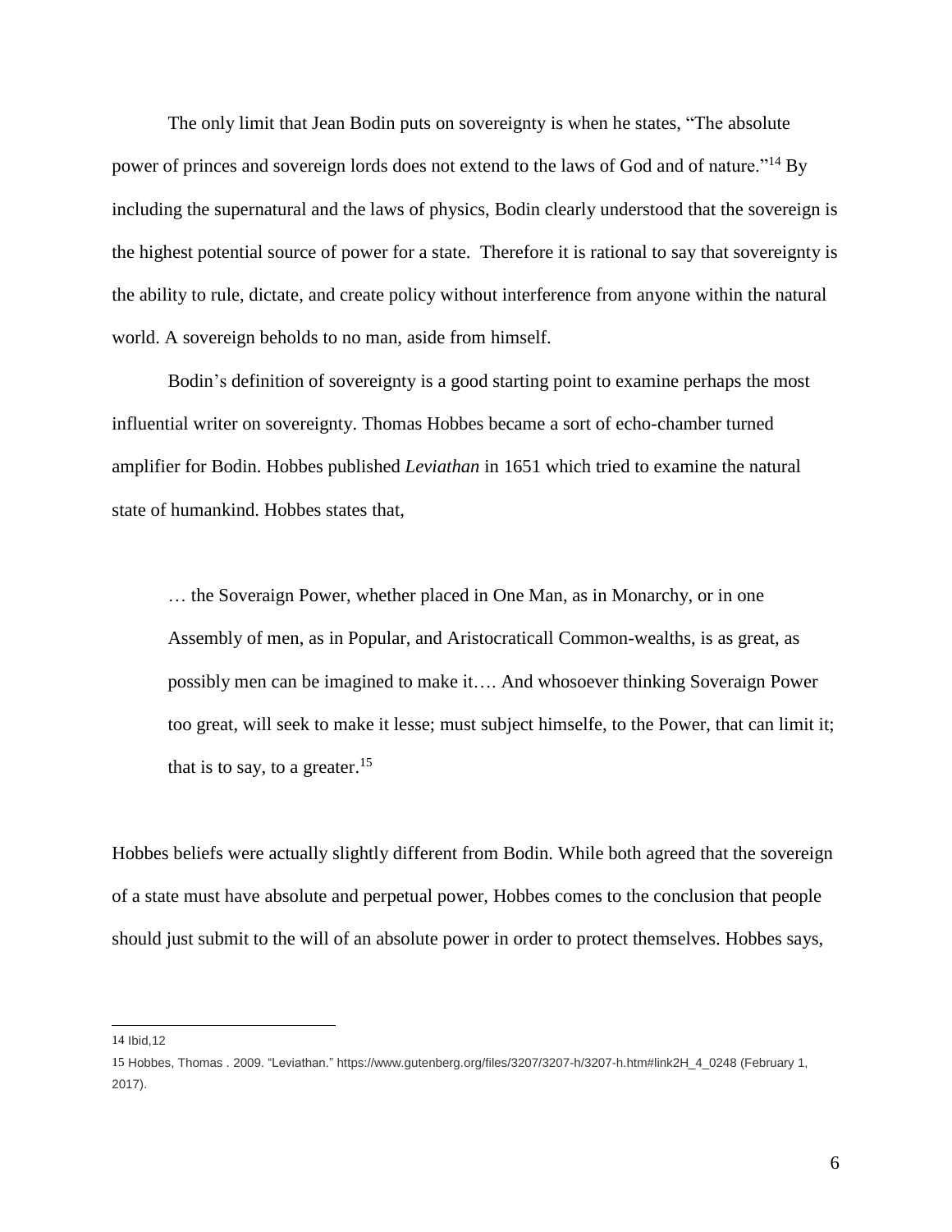The only limit that Jean Bodin puts on sovereignty is when he states, "The absolute power of princes and sovereign lords does not extend to the laws of God and of nature."[14] By including the supernatural and the laws of physics, Bodin clearly understood that the sovereign is the highest potential source of power for a state. Therefore it is rational to say that sovereignty is the ability to rule, dictate, and create policy without interference from anyone within the natural world. A sovereign beholds to no man, aside from himself.

Bodin's definition of sovereignty is a good starting point to examine perhaps the most influential writer on sovereignty. Thomas Hobbes became a sort of echo-chamber turned amplifier for Bodin. Hobbes published *Leviathan* in 1651 which tried to examine the natural state of humankind. Hobbes states that,

> … the Soveraign Power, whether placed in One Man, as in Monarchy, or in one Assembly of men, as in Popular, and Aristocraticall Common-wealths, is as great, as possibly men can be imagined to make it…. And whosoever thinking Soveraign Power too great, will seek to make it lesse; must subject himselfe, to the Power, that can limit it; that is to say, to a greater.[15]

Hobbes beliefs were actually slightly different from Bodin. While both agreed that the sovereign of a state must have absolute and perpetual power, Hobbes comes to the conclusion that people should just submit to the will of an absolute power in order to protect themselves. Hobbes says,

---

14 Ibid,12

15 Hobbes, Thomas . 2009. "Leviathan." https://www.gutenberg.org/files/3207/3207-h/3207-h.htm#link2H_4_0248 (February 1, 2017).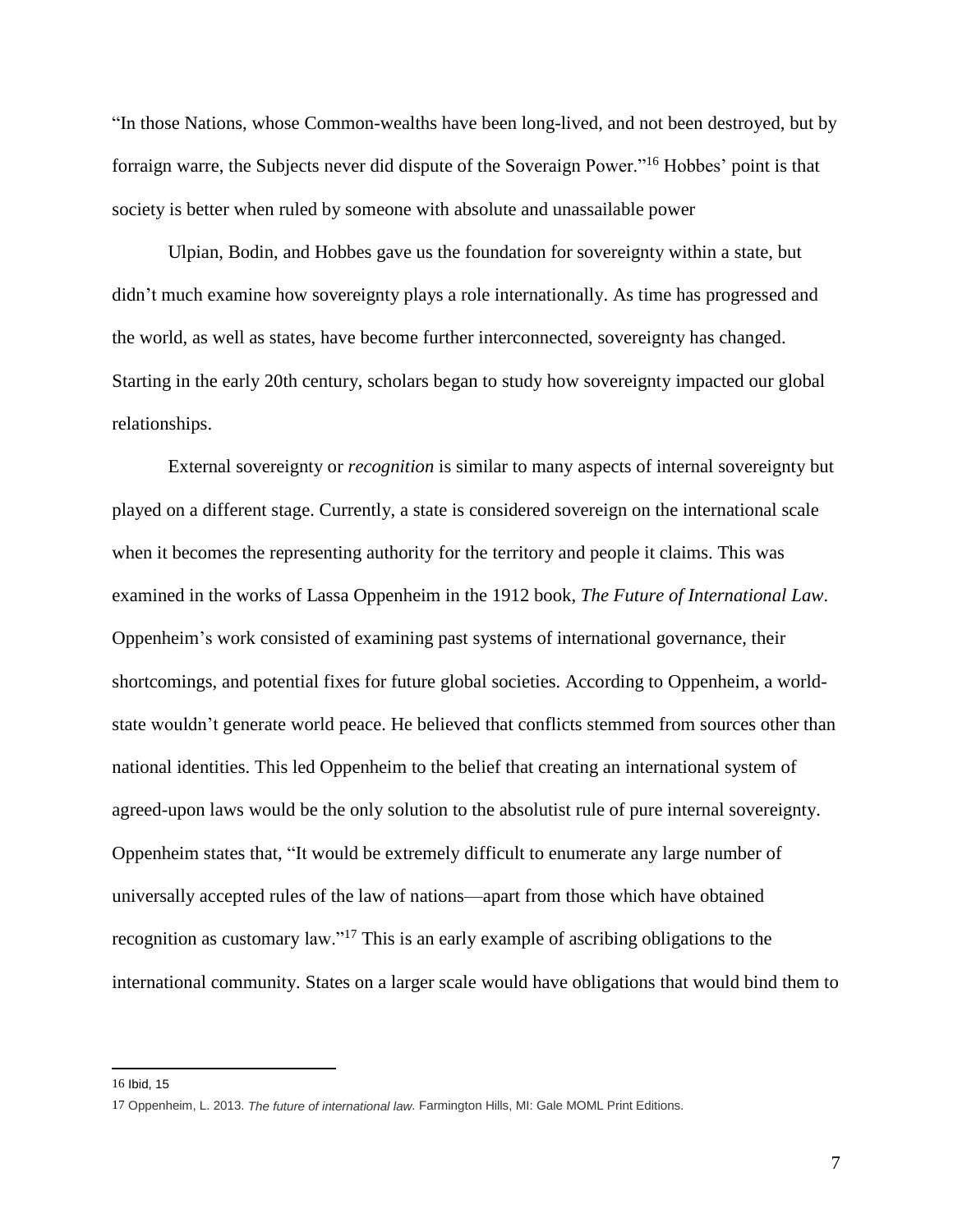"In those Nations, whose Common-wealths have been long-lived, and not been destroyed, but by forraign warre, the Subjects never did dispute of the Soveraign Power."[16] Hobbes' point is that society is better when ruled by someone with absolute and unassailable power

Ulpian, Bodin, and Hobbes gave us the foundation for sovereignty within a state, but didn't much examine how sovereignty plays a role internationally. As time has progressed and the world, as well as states, have become further interconnected, sovereignty has changed. Starting in the early 20th century, scholars began to study how sovereignty impacted our global relationships.

External sovereignty or *recognition* is similar to many aspects of internal sovereignty but played on a different stage. Currently, a state is considered sovereign on the international scale when it becomes the representing authority for the territory and people it claims. This was examined in the works of Lassa Oppenheim in the 1912 book, *The Future of International Law*. Oppenheim's work consisted of examining past systems of international governance, their shortcomings, and potential fixes for future global societies. According to Oppenheim, a world-state wouldn't generate world peace. He believed that conflicts stemmed from sources other than national identities. This led Oppenheim to the belief that creating an international system of agreed-upon laws would be the only solution to the absolutist rule of pure internal sovereignty. Oppenheim states that, "It would be extremely difficult to enumerate any large number of universally accepted rules of the law of nations—apart from those which have obtained recognition as customary law."[17] This is an early example of ascribing obligations to the international community. States on a larger scale would have obligations that would bind them to

---

16 Ibid, 15

17 Oppenheim, L. 2013. *The future of international law*. Farmington Hills, MI: Gale MOML Print Editions.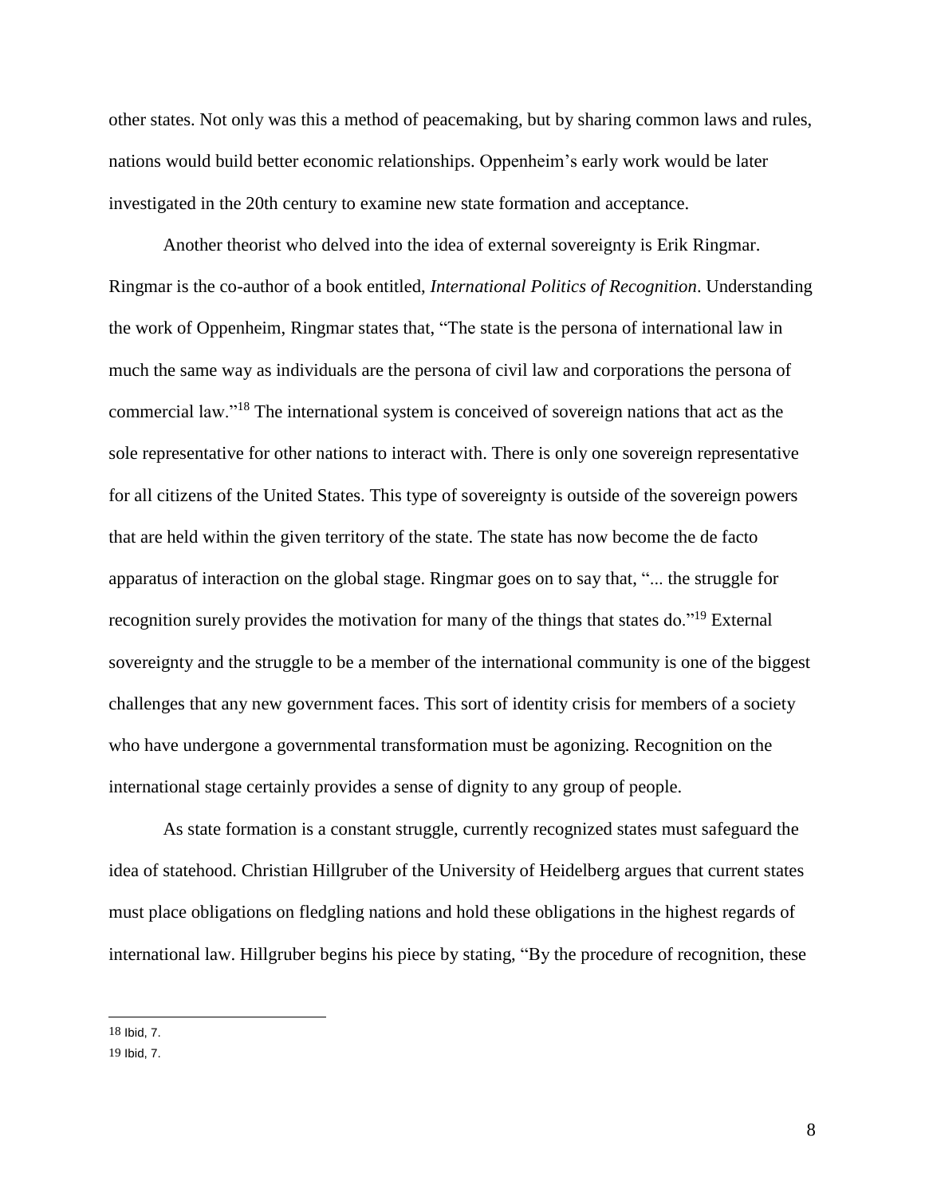other states. Not only was this a method of peacemaking, but by sharing common laws and rules, nations would build better economic relationships. Oppenheim's early work would be later investigated in the 20th century to examine new state formation and acceptance.

Another theorist who delved into the idea of external sovereignty is Erik Ringmar. Ringmar is the co-author of a book entitled, *International Politics of Recognition*. Understanding the work of Oppenheim, Ringmar states that, "The state is the persona of international law in much the same way as individuals are the persona of civil law and corporations the persona of commercial law."[18] The international system is conceived of sovereign nations that act as the sole representative for other nations to interact with. There is only one sovereign representative for all citizens of the United States. This type of sovereignty is outside of the sovereign powers that are held within the given territory of the state. The state has now become the de facto apparatus of interaction on the global stage. Ringmar goes on to say that, "... the struggle for recognition surely provides the motivation for many of the things that states do."[19] External sovereignty and the struggle to be a member of the international community is one of the biggest challenges that any new government faces. This sort of identity crisis for members of a society who have undergone a governmental transformation must be agonizing. Recognition on the international stage certainly provides a sense of dignity to any group of people.

As state formation is a constant struggle, currently recognized states must safeguard the idea of statehood. Christian Hillgruber of the University of Heidelberg argues that current states must place obligations on fledgling nations and hold these obligations in the highest regards of international law. Hillgruber begins his piece by stating, "By the procedure of recognition, these

---

18 Ibid, 7.

19 Ibid, 7.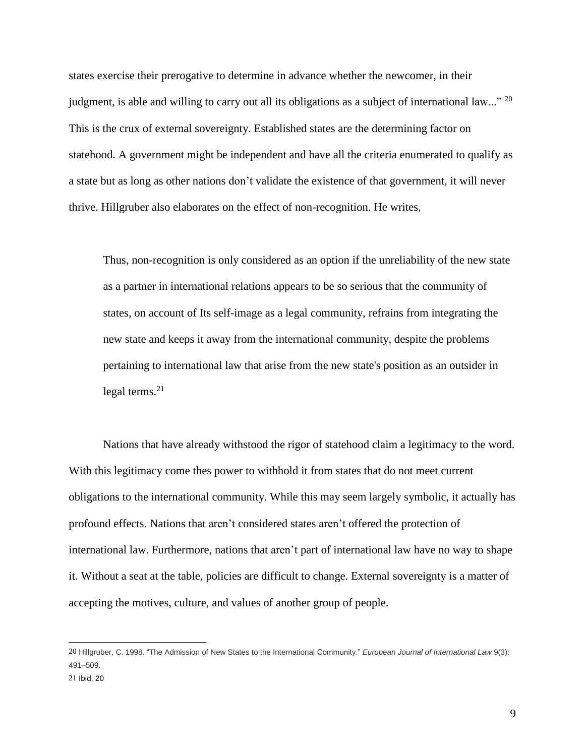states exercise their prerogative to determine in advance whether the newcomer, in their judgment, is able and willing to carry out all its obligations as a subject of international law..." [20] This is the crux of external sovereignty. Established states are the determining factor on statehood. A government might be independent and have all the criteria enumerated to qualify as a state but as long as other nations don't validate the existence of that government, it will never thrive. Hillgruber also elaborates on the effect of non-recognition. He writes,

> Thus, non-recognition is only considered as an option if the unreliability of the new state as a partner in international relations appears to be so serious that the community of states, on account of Its self-image as a legal community, refrains from integrating the new state and keeps it away from the international community, despite the problems pertaining to international law that arise from the new state's position as an outsider in legal terms.[21]

Nations that have already withstood the rigor of statehood claim a legitimacy to the word. With this legitimacy come thes power to withhold it from states that do not meet current obligations to the international community. While this may seem largely symbolic, it actually has profound effects. Nations that aren't considered states aren't offered the protection of international law. Furthermore, nations that aren't part of international law have no way to shape it. Without a seat at the table, policies are difficult to change. External sovereignty is a matter of accepting the motives, culture, and values of another group of people.

---

20 Hillgruber, C. 1998. "The Admission of New States to the International Community." *European Journal of International Law* 9(3): 491–509.

21 Ibid, 20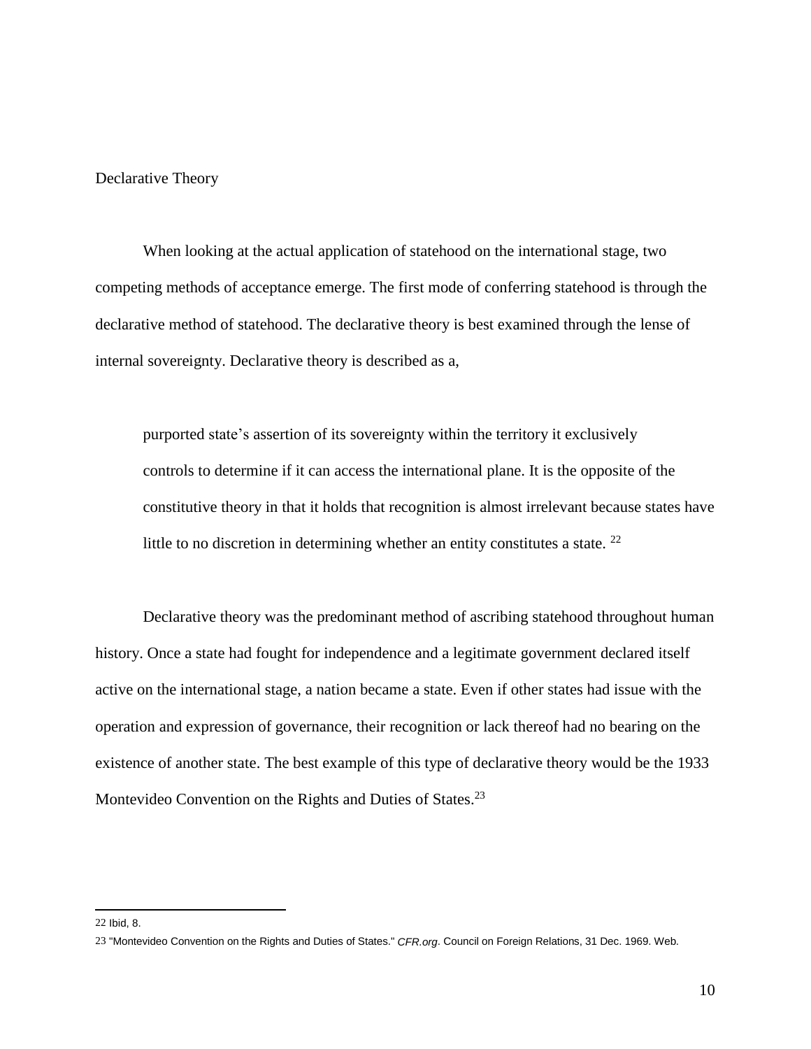## Declarative Theory

When looking at the actual application of statehood on the international stage, two competing methods of acceptance emerge. The first mode of conferring statehood is through the declarative method of statehood. The declarative theory is best examined through the lense of internal sovereignty. Declarative theory is described as a,

> purported state's assertion of its sovereignty within the territory it exclusively controls to determine if it can access the international plane. It is the opposite of the constitutive theory in that it holds that recognition is almost irrelevant because states have little to no discretion in determining whether an entity constitutes a state. [22]

Declarative theory was the predominant method of ascribing statehood throughout human history. Once a state had fought for independence and a legitimate government declared itself active on the international stage, a nation became a state. Even if other states had issue with the operation and expression of governance, their recognition or lack thereof had no bearing on the existence of another state. The best example of this type of declarative theory would be the 1933 Montevideo Convention on the Rights and Duties of States.[23]

---

22 Ibid, 8.

23 "Montevideo Convention on the Rights and Duties of States." *CFR.org*. Council on Foreign Relations, 31 Dec. 1969. Web.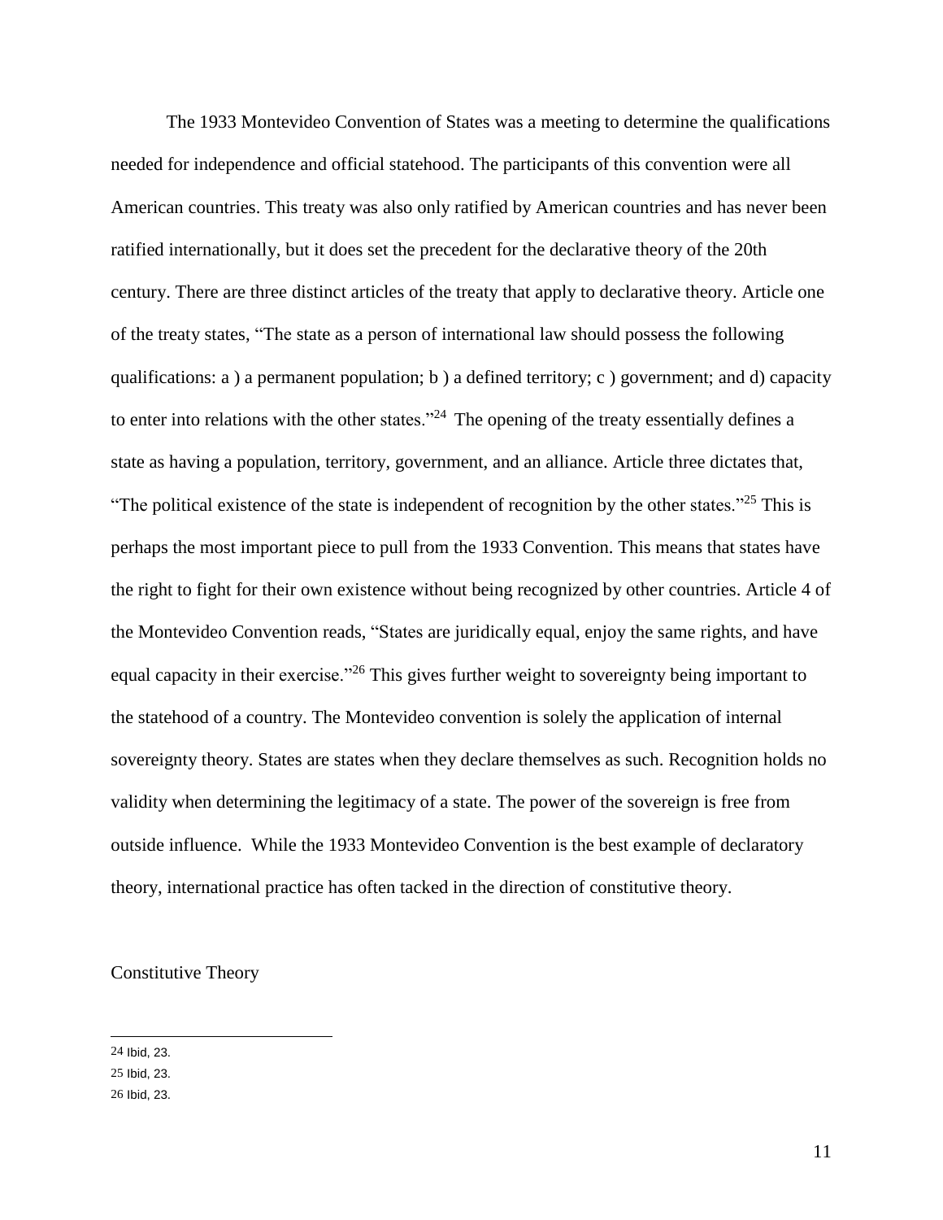The 1933 Montevideo Convention of States was a meeting to determine the qualifications needed for independence and official statehood. The participants of this convention were all American countries. This treaty was also only ratified by American countries and has never been ratified internationally, but it does set the precedent for the declarative theory of the 20th century. There are three distinct articles of the treaty that apply to declarative theory. Article one of the treaty states, "The state as a person of international law should possess the following qualifications: a ) a permanent population; b ) a defined territory; c ) government; and d) capacity to enter into relations with the other states."[24] The opening of the treaty essentially defines a state as having a population, territory, government, and an alliance. Article three dictates that, "The political existence of the state is independent of recognition by the other states."[25] This is perhaps the most important piece to pull from the 1933 Convention. This means that states have the right to fight for their own existence without being recognized by other countries. Article 4 of the Montevideo Convention reads, "States are juridically equal, enjoy the same rights, and have equal capacity in their exercise."[26] This gives further weight to sovereignty being important to the statehood of a country. The Montevideo convention is solely the application of internal sovereignty theory. States are states when they declare themselves as such. Recognition holds no validity when determining the legitimacy of a state. The power of the sovereign is free from outside influence. While the 1933 Montevideo Convention is the best example of declaratory theory, international practice has often tacked in the direction of constitutive theory.

Constitutive Theory

---

24 Ibid, 23.

25 Ibid, 23.

26 Ibid, 23.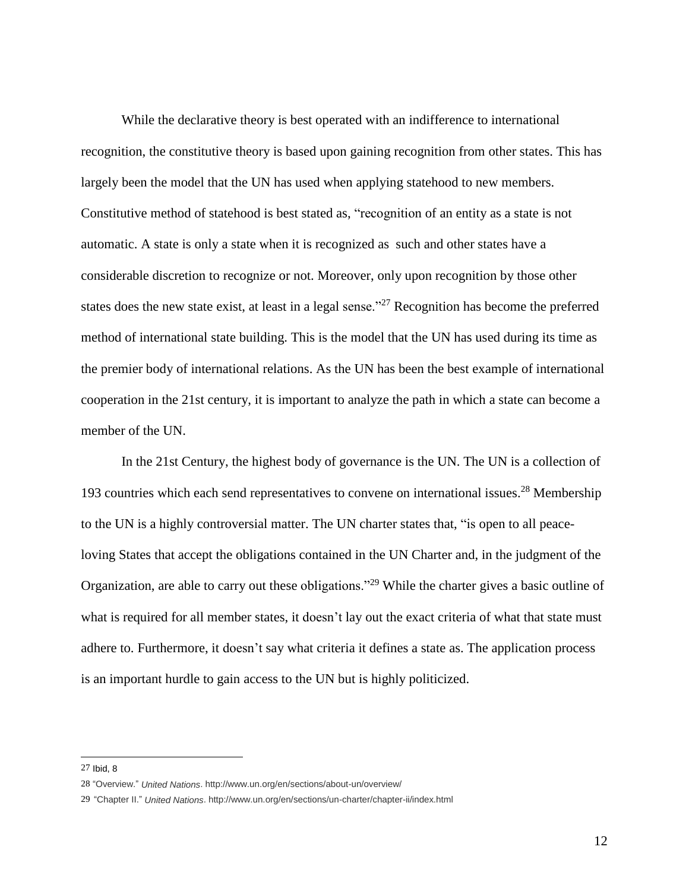While the declarative theory is best operated with an indifference to international recognition, the constitutive theory is based upon gaining recognition from other states. This has largely been the model that the UN has used when applying statehood to new members. Constitutive method of statehood is best stated as, "recognition of an entity as a state is not automatic. A state is only a state when it is recognized as such and other states have a considerable discretion to recognize or not. Moreover, only upon recognition by those other states does the new state exist, at least in a legal sense."[27] Recognition has become the preferred method of international state building. This is the model that the UN has used during its time as the premier body of international relations. As the UN has been the best example of international cooperation in the 21st century, it is important to analyze the path in which a state can become a member of the UN.

In the 21st Century, the highest body of governance is the UN. The UN is a collection of 193 countries which each send representatives to convene on international issues.[28] Membership to the UN is a highly controversial matter. The UN charter states that, "is open to all peace-loving States that accept the obligations contained in the UN Charter and, in the judgment of the Organization, are able to carry out these obligations."[29] While the charter gives a basic outline of what is required for all member states, it doesn't lay out the exact criteria of what that state must adhere to. Furthermore, it doesn't say what criteria it defines a state as. The application process is an important hurdle to gain access to the UN but is highly politicized.

---

27 Ibid, 8

28 "Overview." *United Nations*. http://www.un.org/en/sections/about-un/overview/

29 "Chapter II." *United Nations*. http://www.un.org/en/sections/un-charter/chapter-ii/index.html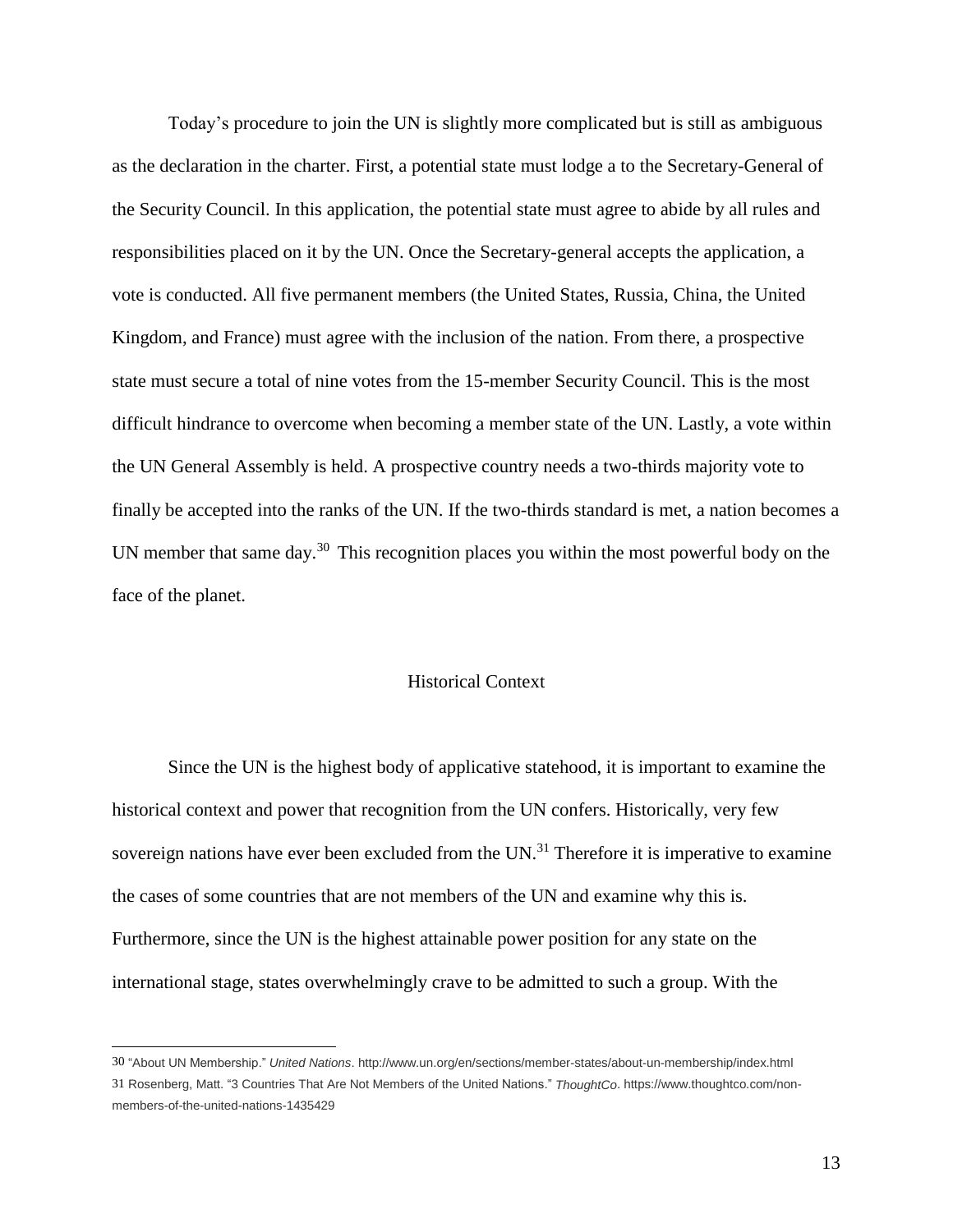Today's procedure to join the UN is slightly more complicated but is still as ambiguous as the declaration in the charter. First, a potential state must lodge a to the Secretary-General of the Security Council. In this application, the potential state must agree to abide by all rules and responsibilities placed on it by the UN. Once the Secretary-general accepts the application, a vote is conducted. All five permanent members (the United States, Russia, China, the United Kingdom, and France) must agree with the inclusion of the nation. From there, a prospective state must secure a total of nine votes from the 15-member Security Council. This is the most difficult hindrance to overcome when becoming a member state of the UN. Lastly, a vote within the UN General Assembly is held. A prospective country needs a two-thirds majority vote to finally be accepted into the ranks of the UN. If the two-thirds standard is met, a nation becomes a UN member that same day.[30] This recognition places you within the most powerful body on the face of the planet.

## Historical Context

Since the UN is the highest body of applicative statehood, it is important to examine the historical context and power that recognition from the UN confers. Historically, very few sovereign nations have ever been excluded from the UN.[31] Therefore it is imperative to examine the cases of some countries that are not members of the UN and examine why this is. Furthermore, since the UN is the highest attainable power position for any state on the international stage, states overwhelmingly crave to be admitted to such a group. With the

---

30 "About UN Membership." *United Nations*. http://www.un.org/en/sections/member-states/about-un-membership/index.html

31 Rosenberg, Matt. "3 Countries That Are Not Members of the United Nations." *ThoughtCo*. https://www.thoughtco.com/non-members-of-the-united-nations-1435429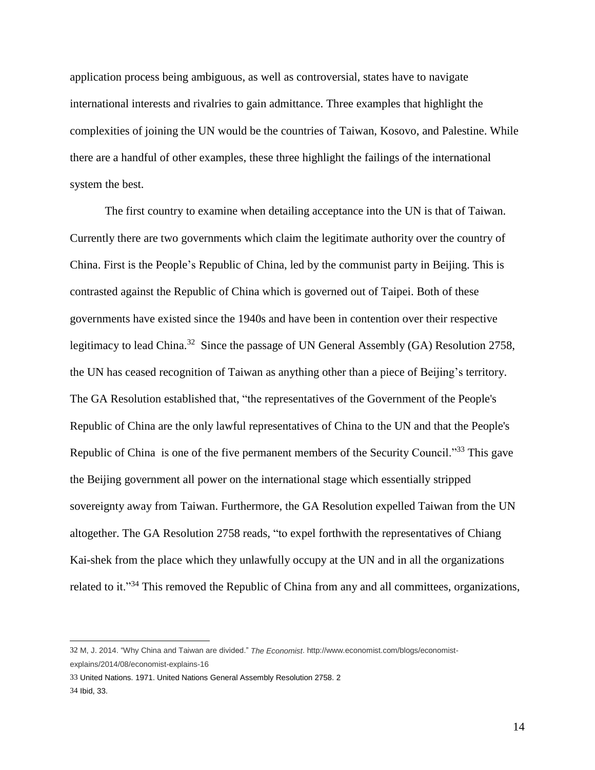application process being ambiguous, as well as controversial, states have to navigate international interests and rivalries to gain admittance. Three examples that highlight the complexities of joining the UN would be the countries of Taiwan, Kosovo, and Palestine. While there are a handful of other examples, these three highlight the failings of the international system the best.

The first country to examine when detailing acceptance into the UN is that of Taiwan. Currently there are two governments which claim the legitimate authority over the country of China. First is the People's Republic of China, led by the communist party in Beijing. This is contrasted against the Republic of China which is governed out of Taipei. Both of these governments have existed since the 1940s and have been in contention over their respective legitimacy to lead China.[32] Since the passage of UN General Assembly (GA) Resolution 2758, the UN has ceased recognition of Taiwan as anything other than a piece of Beijing's territory. The GA Resolution established that, "the representatives of the Government of the People's Republic of China are the only lawful representatives of China to the UN and that the People's Republic of China is one of the five permanent members of the Security Council."[33] This gave the Beijing government all power on the international stage which essentially stripped sovereignty away from Taiwan. Furthermore, the GA Resolution expelled Taiwan from the UN altogether. The GA Resolution 2758 reads, "to expel forthwith the representatives of Chiang Kai-shek from the place which they unlawfully occupy at the UN and in all the organizations related to it."[34] This removed the Republic of China from any and all committees, organizations,

---

32 M, J. 2014. "Why China and Taiwan are divided." *The Economist*. http://www.economist.com/blogs/economist-explains/2014/08/economist-explains-16

33 United Nations. 1971. United Nations General Assembly Resolution 2758. 2

34 Ibid, 33.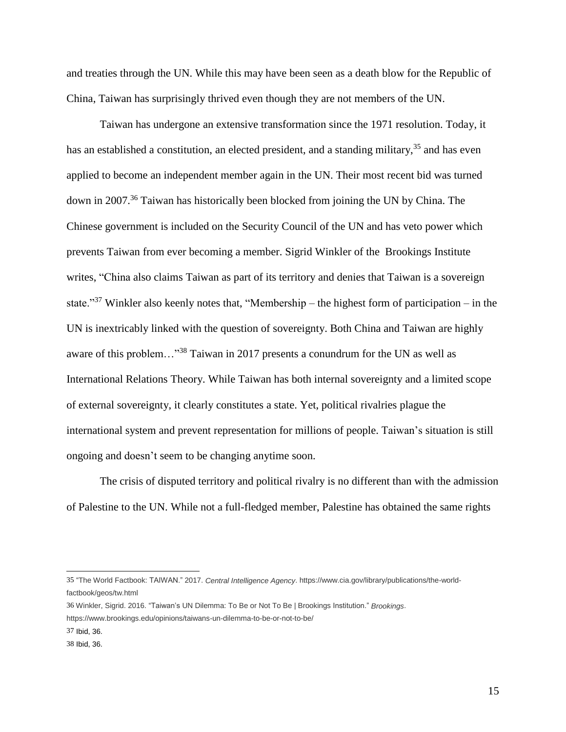and treaties through the UN. While this may have been seen as a death blow for the Republic of China, Taiwan has surprisingly thrived even though they are not members of the UN.

Taiwan has undergone an extensive transformation since the 1971 resolution. Today, it has an established a constitution, an elected president, and a standing military,[35] and has even applied to become an independent member again in the UN. Their most recent bid was turned down in 2007.[36] Taiwan has historically been blocked from joining the UN by China. The Chinese government is included on the Security Council of the UN and has veto power which prevents Taiwan from ever becoming a member. Sigrid Winkler of the Brookings Institute writes, "China also claims Taiwan as part of its territory and denies that Taiwan is a sovereign state."[37] Winkler also keenly notes that, "Membership – the highest form of participation – in the UN is inextricably linked with the question of sovereignty. Both China and Taiwan are highly aware of this problem…"[38] Taiwan in 2017 presents a conundrum for the UN as well as International Relations Theory. While Taiwan has both internal sovereignty and a limited scope of external sovereignty, it clearly constitutes a state. Yet, political rivalries plague the international system and prevent representation for millions of people. Taiwan's situation is still ongoing and doesn't seem to be changing anytime soon.

The crisis of disputed territory and political rivalry is no different than with the admission of Palestine to the UN. While not a full-fledged member, Palestine has obtained the same rights

---

35 "The World Factbook: TAIWAN." 2017. *Central Intelligence Agency*. https://www.cia.gov/library/publications/the-world-factbook/geos/tw.html

36 Winkler, Sigrid. 2016. "Taiwan's UN Dilemma: To Be or Not To Be | Brookings Institution." *Brookings*. https://www.brookings.edu/opinions/taiwans-un-dilemma-to-be-or-not-to-be/

37 Ibid, 36.

38 Ibid, 36.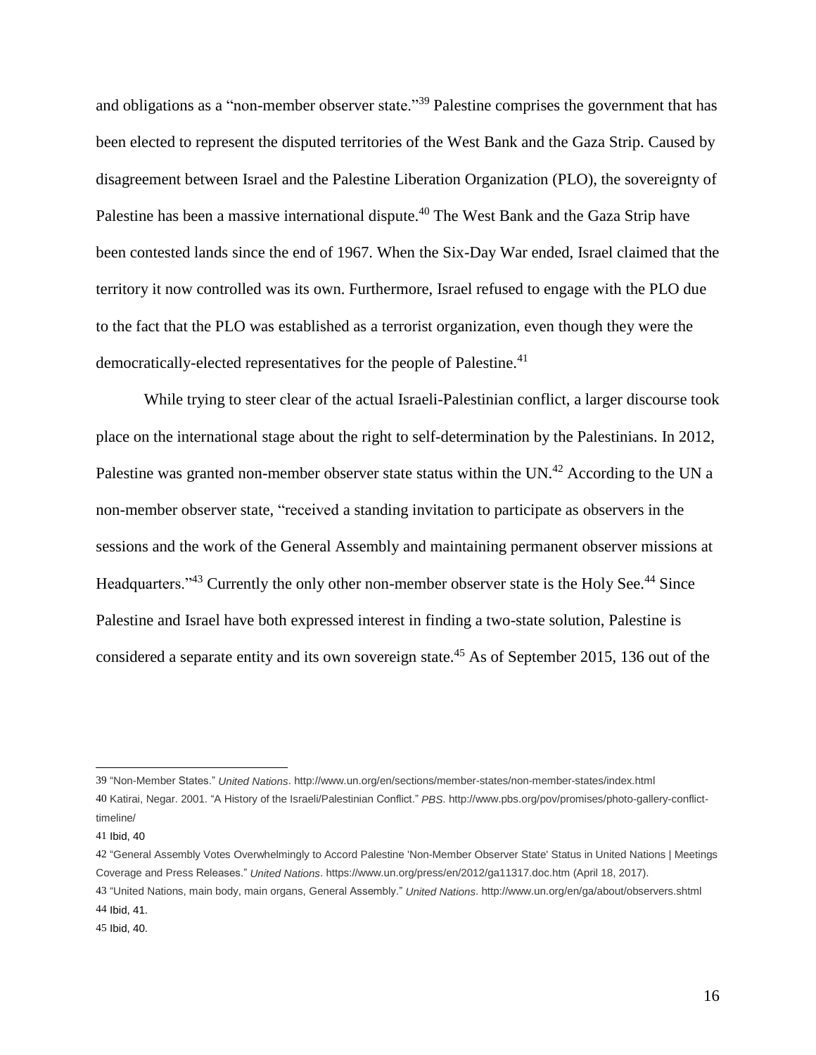and obligations as a "non-member observer state."[39] Palestine comprises the government that has been elected to represent the disputed territories of the West Bank and the Gaza Strip. Caused by disagreement between Israel and the Palestine Liberation Organization (PLO), the sovereignty of Palestine has been a massive international dispute.[40] The West Bank and the Gaza Strip have been contested lands since the end of 1967. When the Six-Day War ended, Israel claimed that the territory it now controlled was its own. Furthermore, Israel refused to engage with the PLO due to the fact that the PLO was established as a terrorist organization, even though they were the democratically-elected representatives for the people of Palestine.[41]

While trying to steer clear of the actual Israeli-Palestinian conflict, a larger discourse took place on the international stage about the right to self-determination by the Palestinians. In 2012, Palestine was granted non-member observer state status within the UN.[42] According to the UN a non-member observer state, "received a standing invitation to participate as observers in the sessions and the work of the General Assembly and maintaining permanent observer missions at Headquarters."[43] Currently the only other non-member observer state is the Holy See.[44] Since Palestine and Israel have both expressed interest in finding a two-state solution, Palestine is considered a separate entity and its own sovereign state.[45] As of September 2015, 136 out of the

---

39 "Non-Member States." *United Nations*. http://www.un.org/en/sections/member-states/non-member-states/index.html

40 Katirai, Negar. 2001. "A History of the Israeli/Palestinian Conflict." *PBS*. http://www.pbs.org/pov/promises/photo-gallery-conflict-timeline/

41 Ibid, 40

42 "General Assembly Votes Overwhelmingly to Accord Palestine 'Non-Member Observer State' Status in United Nations | Meetings Coverage and Press Releases." *United Nations*. https://www.un.org/press/en/2012/ga11317.doc.htm (April 18, 2017).

43 "United Nations, main body, main organs, General Assembly." *United Nations*. http://www.un.org/en/ga/about/observers.shtml

44 Ibid, 41.

45 Ibid, 40.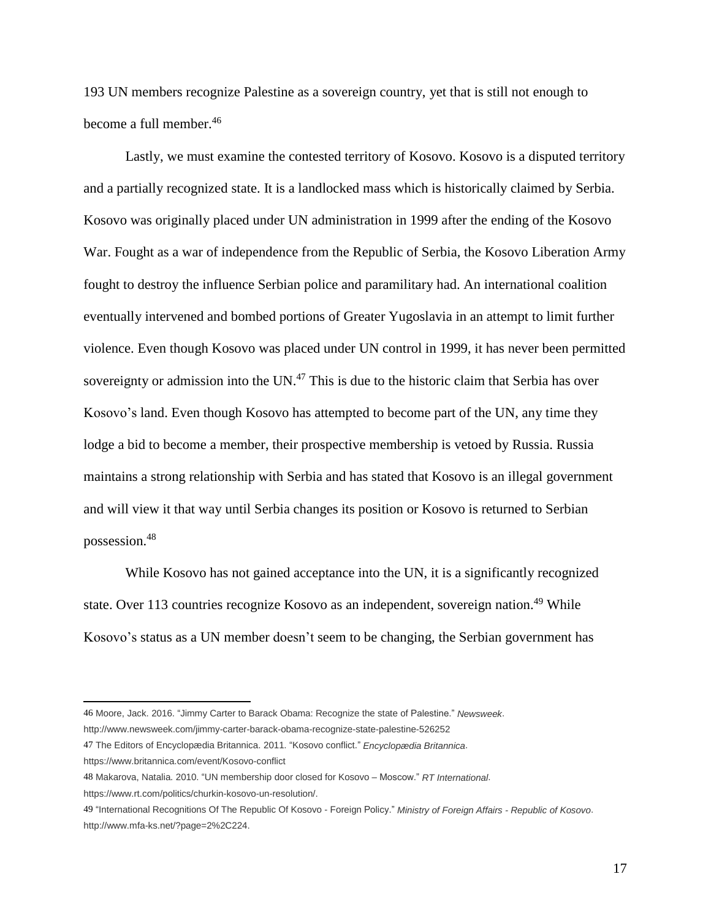193 UN members recognize Palestine as a sovereign country, yet that is still not enough to become a full member.[46]

Lastly, we must examine the contested territory of Kosovo. Kosovo is a disputed territory and a partially recognized state. It is a landlocked mass which is historically claimed by Serbia. Kosovo was originally placed under UN administration in 1999 after the ending of the Kosovo War. Fought as a war of independence from the Republic of Serbia, the Kosovo Liberation Army fought to destroy the influence Serbian police and paramilitary had. An international coalition eventually intervened and bombed portions of Greater Yugoslavia in an attempt to limit further violence. Even though Kosovo was placed under UN control in 1999, it has never been permitted sovereignty or admission into the UN.[47] This is due to the historic claim that Serbia has over Kosovo's land. Even though Kosovo has attempted to become part of the UN, any time they lodge a bid to become a member, their prospective membership is vetoed by Russia. Russia maintains a strong relationship with Serbia and has stated that Kosovo is an illegal government and will view it that way until Serbia changes its position or Kosovo is returned to Serbian possession.[48]

While Kosovo has not gained acceptance into the UN, it is a significantly recognized state. Over 113 countries recognize Kosovo as an independent, sovereign nation.[49] While Kosovo's status as a UN member doesn't seem to be changing, the Serbian government has

---

46 Moore, Jack. 2016. "Jimmy Carter to Barack Obama: Recognize the state of Palestine." *Newsweek*. http://www.newsweek.com/jimmy-carter-barack-obama-recognize-state-palestine-526252

47 The Editors of Encyclopædia Britannica. 2011. "Kosovo conflict." *Encyclopædia Britannica*. https://www.britannica.com/event/Kosovo-conflict

48 Makarova, Natalia. 2010. "UN membership door closed for Kosovo – Moscow." *RT International*. https://www.rt.com/politics/churkin-kosovo-un-resolution/.

49 "International Recognitions Of The Republic Of Kosovo - Foreign Policy." *Ministry of Foreign Affairs - Republic of Kosovo*. http://www.mfa-ks.net/?page=2%2C224.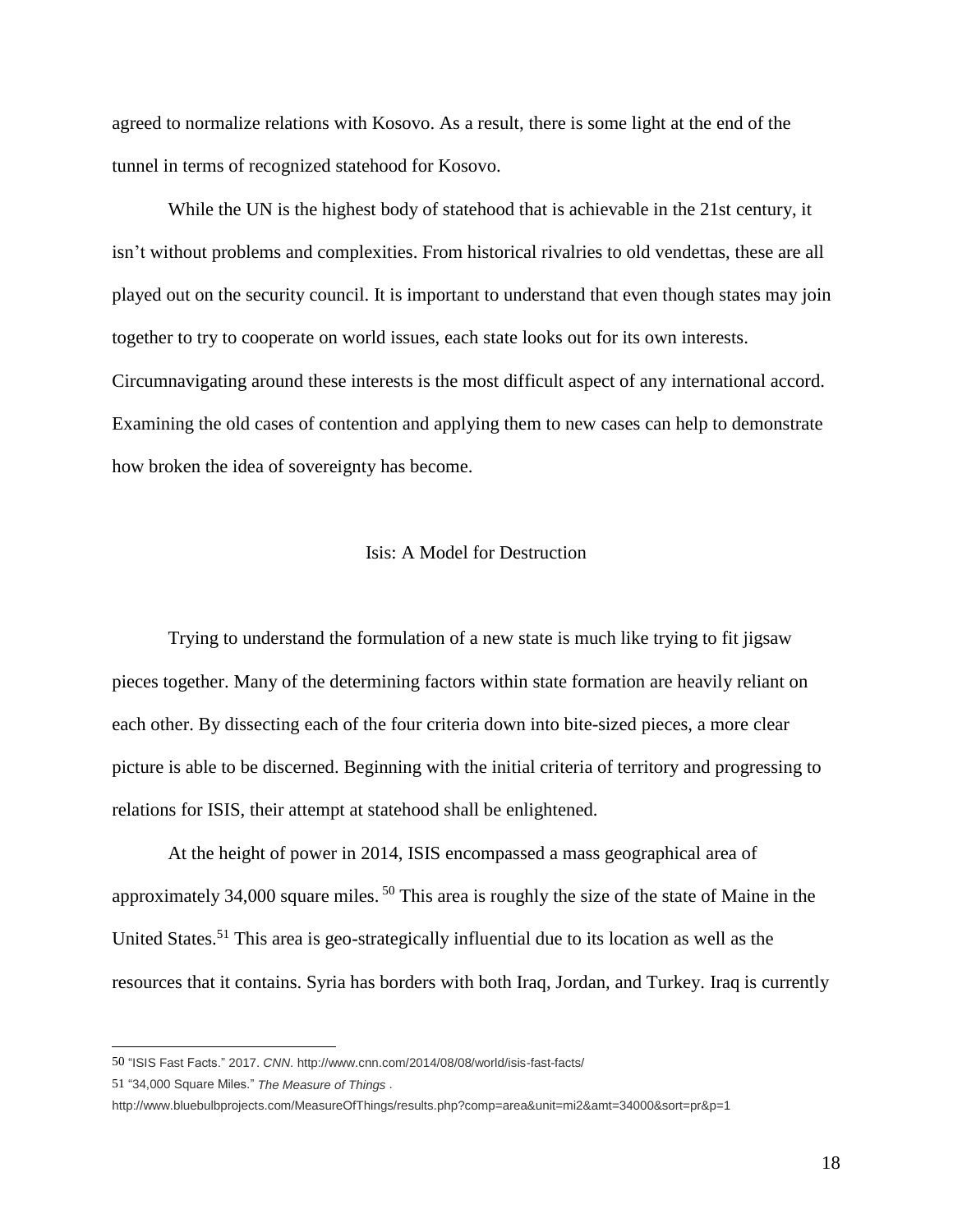agreed to normalize relations with Kosovo. As a result, there is some light at the end of the tunnel in terms of recognized statehood for Kosovo.

While the UN is the highest body of statehood that is achievable in the 21st century, it isn't without problems and complexities. From historical rivalries to old vendettas, these are all played out on the security council. It is important to understand that even though states may join together to try to cooperate on world issues, each state looks out for its own interests. Circumnavigating around these interests is the most difficult aspect of any international accord. Examining the old cases of contention and applying them to new cases can help to demonstrate how broken the idea of sovereignty has become.

## Isis: A Model for Destruction

Trying to understand the formulation of a new state is much like trying to fit jigsaw pieces together. Many of the determining factors within state formation are heavily reliant on each other. By dissecting each of the four criteria down into bite-sized pieces, a more clear picture is able to be discerned. Beginning with the initial criteria of territory and progressing to relations for ISIS, their attempt at statehood shall be enlightened.

At the height of power in 2014, ISIS encompassed a mass geographical area of approximately 34,000 square miles. [50] This area is roughly the size of the state of Maine in the United States.[51] This area is geo-strategically influential due to its location as well as the resources that it contains. Syria has borders with both Iraq, Jordan, and Turkey. Iraq is currently

---

50 "ISIS Fast Facts." 2017. *CNN*. http://www.cnn.com/2014/08/08/world/isis-fast-facts/

51 "34,000 Square Miles." *The Measure of Things* . http://www.bluebulbprojects.com/MeasureOfThings/results.php?comp=area&unit=mi2&amt=34000&sort=pr&p=1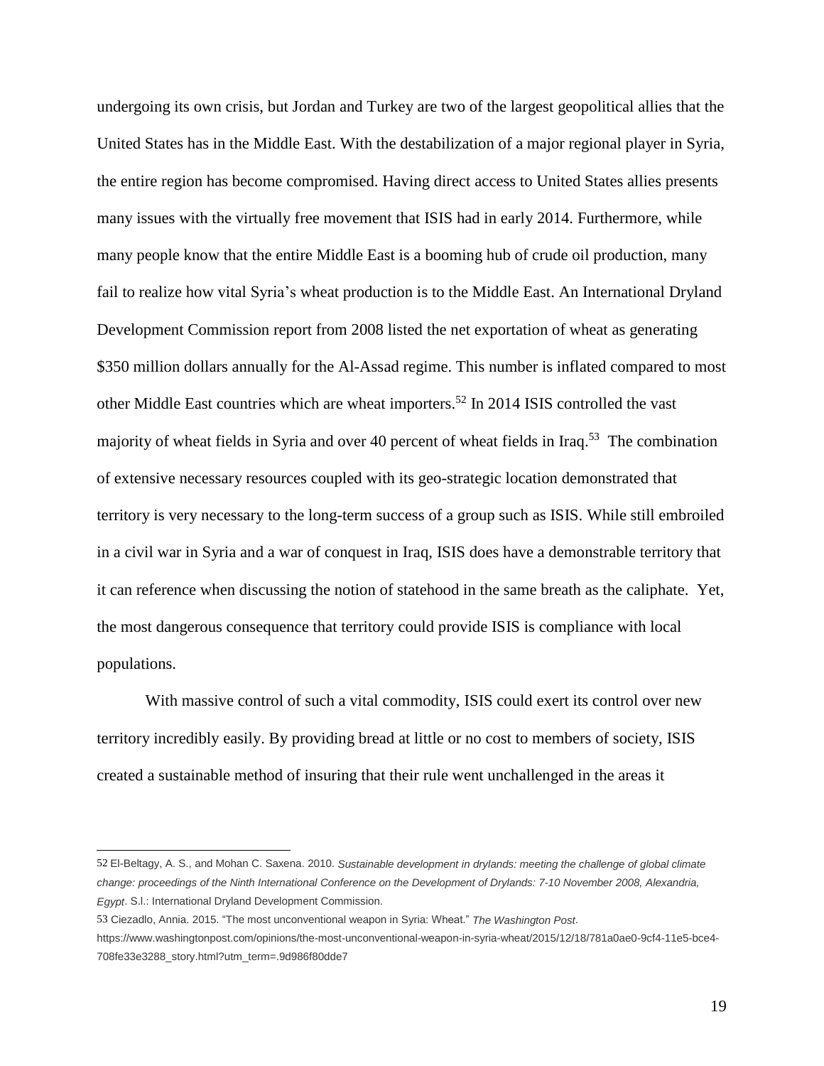undergoing its own crisis, but Jordan and Turkey are two of the largest geopolitical allies that the United States has in the Middle East. With the destabilization of a major regional player in Syria, the entire region has become compromised. Having direct access to United States allies presents many issues with the virtually free movement that ISIS had in early 2014. Furthermore, while many people know that the entire Middle East is a booming hub of crude oil production, many fail to realize how vital Syria's wheat production is to the Middle East. An International Dryland Development Commission report from 2008 listed the net exportation of wheat as generating $350 million dollars annually for the Al-Assad regime. This number is inflated compared to most other Middle East countries which are wheat importers.[52] In 2014 ISIS controlled the vast majority of wheat fields in Syria and over 40 percent of wheat fields in Iraq.[53] The combination of extensive necessary resources coupled with its geo-strategic location demonstrated that territory is very necessary to the long-term success of a group such as ISIS. While still embroiled in a civil war in Syria and a war of conquest in Iraq, ISIS does have a demonstrable territory that it can reference when discussing the notion of statehood in the same breath as the caliphate. Yet, the most dangerous consequence that territory could provide ISIS is compliance with local populations.

With massive control of such a vital commodity, ISIS could exert its control over new territory incredibly easily. By providing bread at little or no cost to members of society, ISIS created a sustainable method of insuring that their rule went unchallenged in the areas it

---

52 El-Beltagy, A. S., and Mohan C. Saxena. 2010. *Sustainable development in drylands: meeting the challenge of global climate change: proceedings of the Ninth International Conference on the Development of Drylands: 7-10 November 2008, Alexandria, Egypt*. S.l.: International Dryland Development Commission.

53 Ciezadlo, Annia. 2015. "The most unconventional weapon in Syria: Wheat." *The Washington Post*. https://www.washingtonpost.com/opinions/the-most-unconventional-weapon-in-syria-wheat/2015/12/18/781a0ae0-9cf4-11e5-bce4-708fe33e3288_story.html?utm_term=.9d986f80dde7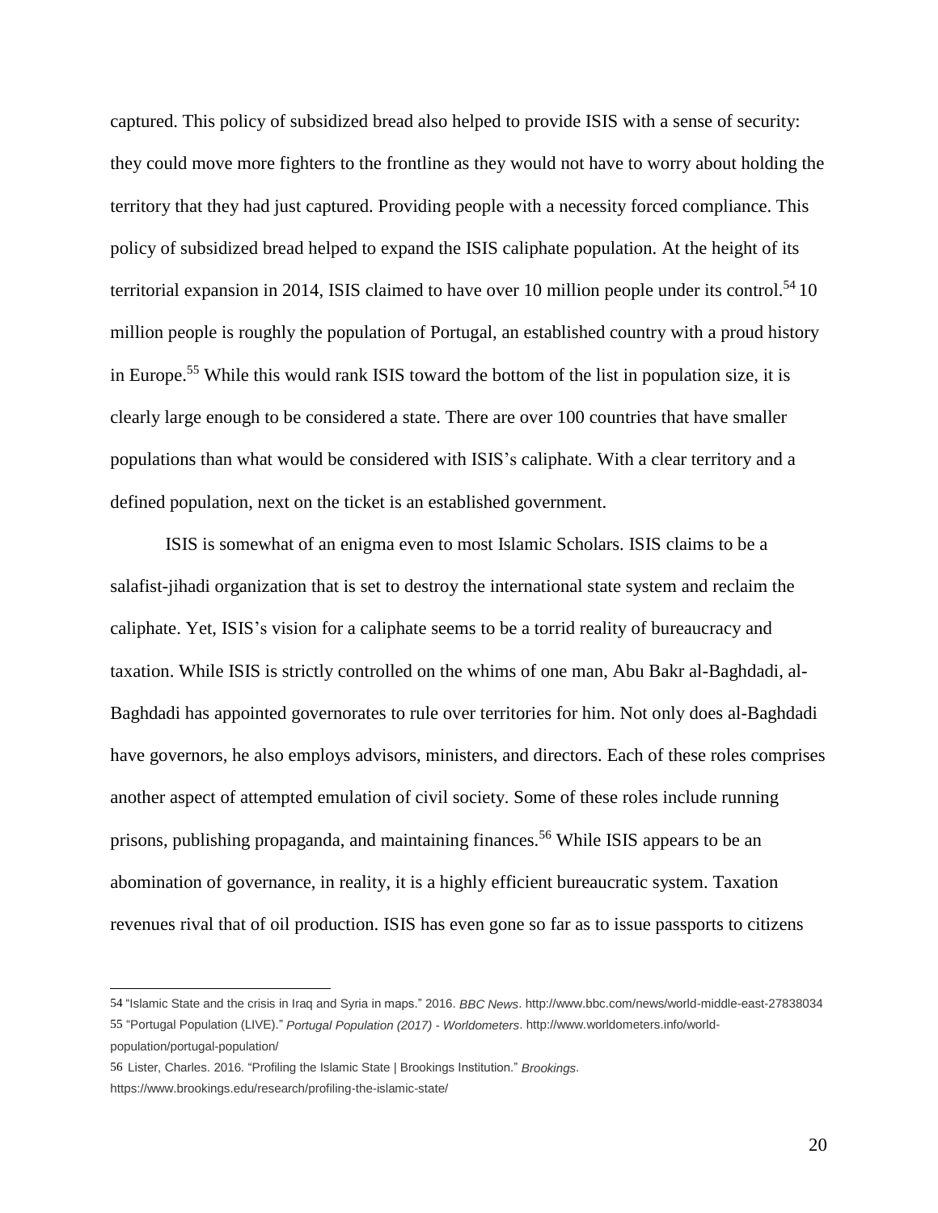captured. This policy of subsidized bread also helped to provide ISIS with a sense of security: they could move more fighters to the frontline as they would not have to worry about holding the territory that they had just captured. Providing people with a necessity forced compliance. This policy of subsidized bread helped to expand the ISIS caliphate population. At the height of its territorial expansion in 2014, ISIS claimed to have over 10 million people under its control.[54] 10 million people is roughly the population of Portugal, an established country with a proud history in Europe.[55] While this would rank ISIS toward the bottom of the list in population size, it is clearly large enough to be considered a state. There are over 100 countries that have smaller populations than what would be considered with ISIS's caliphate. With a clear territory and a defined population, next on the ticket is an established government.

ISIS is somewhat of an enigma even to most Islamic Scholars. ISIS claims to be a salafist-jihadi organization that is set to destroy the international state system and reclaim the caliphate. Yet, ISIS's vision for a caliphate seems to be a torrid reality of bureaucracy and taxation. While ISIS is strictly controlled on the whims of one man, Abu Bakr al-Baghdadi, al-Baghdadi has appointed governorates to rule over territories for him. Not only does al-Baghdadi have governors, he also employs advisors, ministers, and directors. Each of these roles comprises another aspect of attempted emulation of civil society. Some of these roles include running prisons, publishing propaganda, and maintaining finances.[56] While ISIS appears to be an abomination of governance, in reality, it is a highly efficient bureaucratic system. Taxation revenues rival that of oil production. ISIS has even gone so far as to issue passports to citizens

---

54 "Islamic State and the crisis in Iraq and Syria in maps." 2016. *BBC News*. http://www.bbc.com/news/world-middle-east-27838034

55 "Portugal Population (LIVE)." *Portugal Population (2017) - Worldometers*. http://www.worldometers.info/world-population/portugal-population/

56 Lister, Charles. 2016. "Profiling the Islamic State | Brookings Institution." *Brookings*. https://www.brookings.edu/research/profiling-the-islamic-state/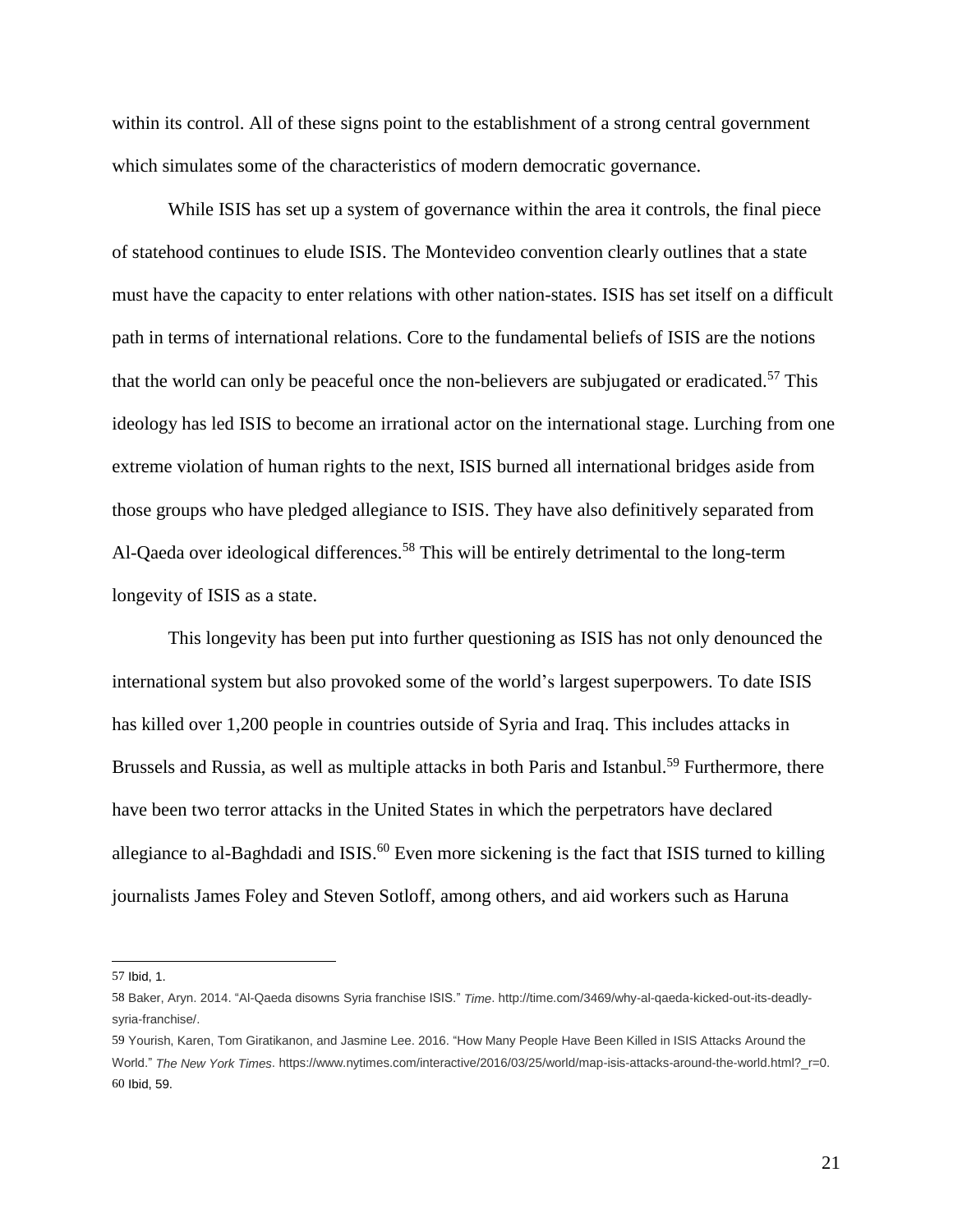within its control. All of these signs point to the establishment of a strong central government which simulates some of the characteristics of modern democratic governance.

While ISIS has set up a system of governance within the area it controls, the final piece of statehood continues to elude ISIS. The Montevideo convention clearly outlines that a state must have the capacity to enter relations with other nation-states. ISIS has set itself on a difficult path in terms of international relations. Core to the fundamental beliefs of ISIS are the notions that the world can only be peaceful once the non-believers are subjugated or eradicated.[57] This ideology has led ISIS to become an irrational actor on the international stage. Lurching from one extreme violation of human rights to the next, ISIS burned all international bridges aside from those groups who have pledged allegiance to ISIS. They have also definitively separated from Al-Qaeda over ideological differences.[58] This will be entirely detrimental to the long-term longevity of ISIS as a state.

This longevity has been put into further questioning as ISIS has not only denounced the international system but also provoked some of the world's largest superpowers. To date ISIS has killed over 1,200 people in countries outside of Syria and Iraq. This includes attacks in Brussels and Russia, as well as multiple attacks in both Paris and Istanbul.[59] Furthermore, there have been two terror attacks in the United States in which the perpetrators have declared allegiance to al-Baghdadi and ISIS.[60] Even more sickening is the fact that ISIS turned to killing journalists James Foley and Steven Sotloff, among others, and aid workers such as Haruna

---

57 Ibid, 1.

58 Baker, Aryn. 2014. "Al-Qaeda disowns Syria franchise ISIS." *Time*. http://time.com/3469/why-al-qaeda-kicked-out-its-deadly-syria-franchise/.

59 Yourish, Karen, Tom Giratikanon, and Jasmine Lee. 2016. "How Many People Have Been Killed in ISIS Attacks Around the World." *The New York Times*. https://www.nytimes.com/interactive/2016/03/25/world/map-isis-attacks-around-the-world.html?_r=0.

60 Ibid, 59.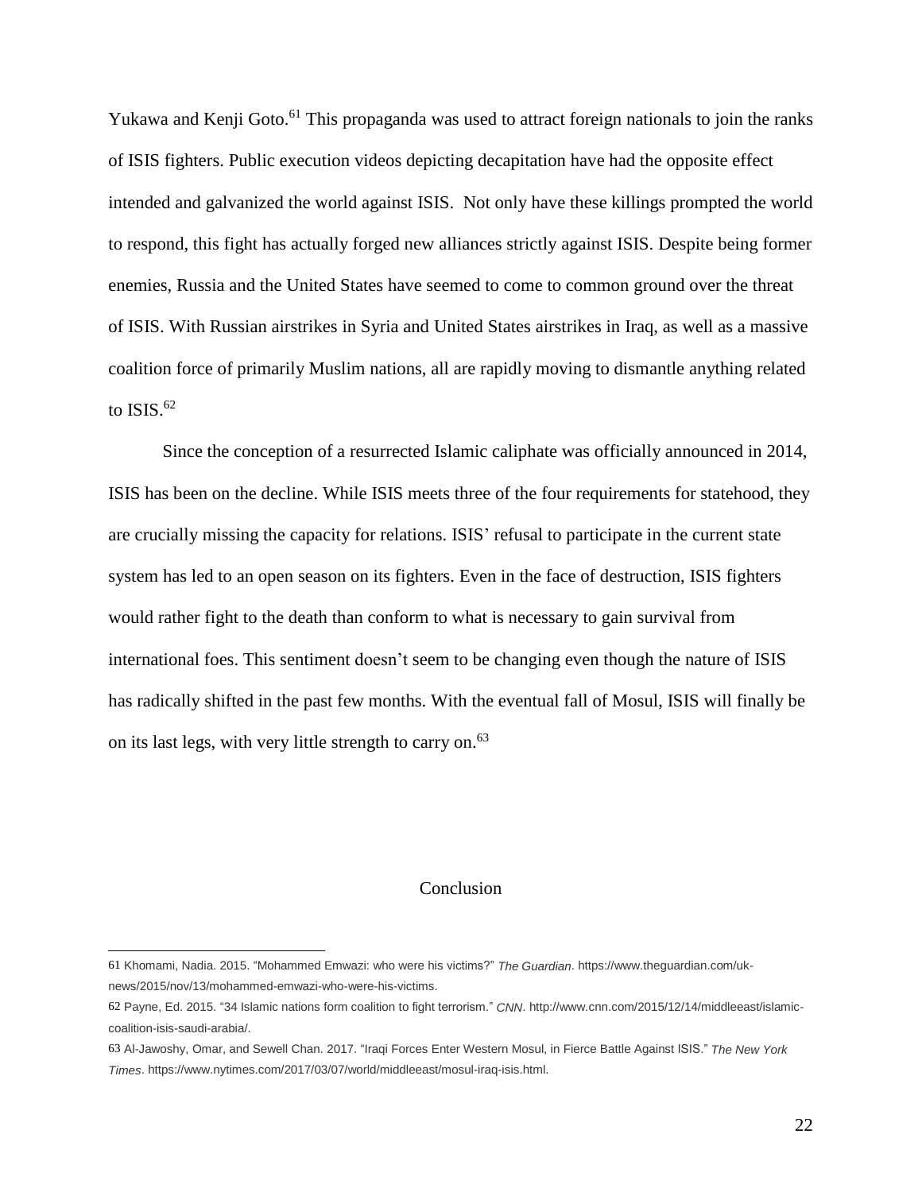Yukawa and Kenji Goto.[61] This propaganda was used to attract foreign nationals to join the ranks of ISIS fighters. Public execution videos depicting decapitation have had the opposite effect intended and galvanized the world against ISIS. Not only have these killings prompted the world to respond, this fight has actually forged new alliances strictly against ISIS. Despite being former enemies, Russia and the United States have seemed to come to common ground over the threat of ISIS. With Russian airstrikes in Syria and United States airstrikes in Iraq, as well as a massive coalition force of primarily Muslim nations, all are rapidly moving to dismantle anything related to ISIS.[62]

Since the conception of a resurrected Islamic caliphate was officially announced in 2014, ISIS has been on the decline. While ISIS meets three of the four requirements for statehood, they are crucially missing the capacity for relations. ISIS' refusal to participate in the current state system has led to an open season on its fighters. Even in the face of destruction, ISIS fighters would rather fight to the death than conform to what is necessary to gain survival from international foes. This sentiment doesn't seem to be changing even though the nature of ISIS has radically shifted in the past few months. With the eventual fall of Mosul, ISIS will finally be on its last legs, with very little strength to carry on.[63]

## Conclusion

---

61 Khomami, Nadia. 2015. "Mohammed Emwazi: who were his victims?" *The Guardian*. https://www.theguardian.com/uk-news/2015/nov/13/mohammed-emwazi-who-were-his-victims.

62 Payne, Ed. 2015. "34 Islamic nations form coalition to fight terrorism." *CNN*. http://www.cnn.com/2015/12/14/middleeast/islamic-coalition-isis-saudi-arabia/.

63 Al-Jawoshy, Omar, and Sewell Chan. 2017. "Iraqi Forces Enter Western Mosul, in Fierce Battle Against ISIS." *The New York Times*. https://www.nytimes.com/2017/03/07/world/middleeast/mosul-iraq-isis.html.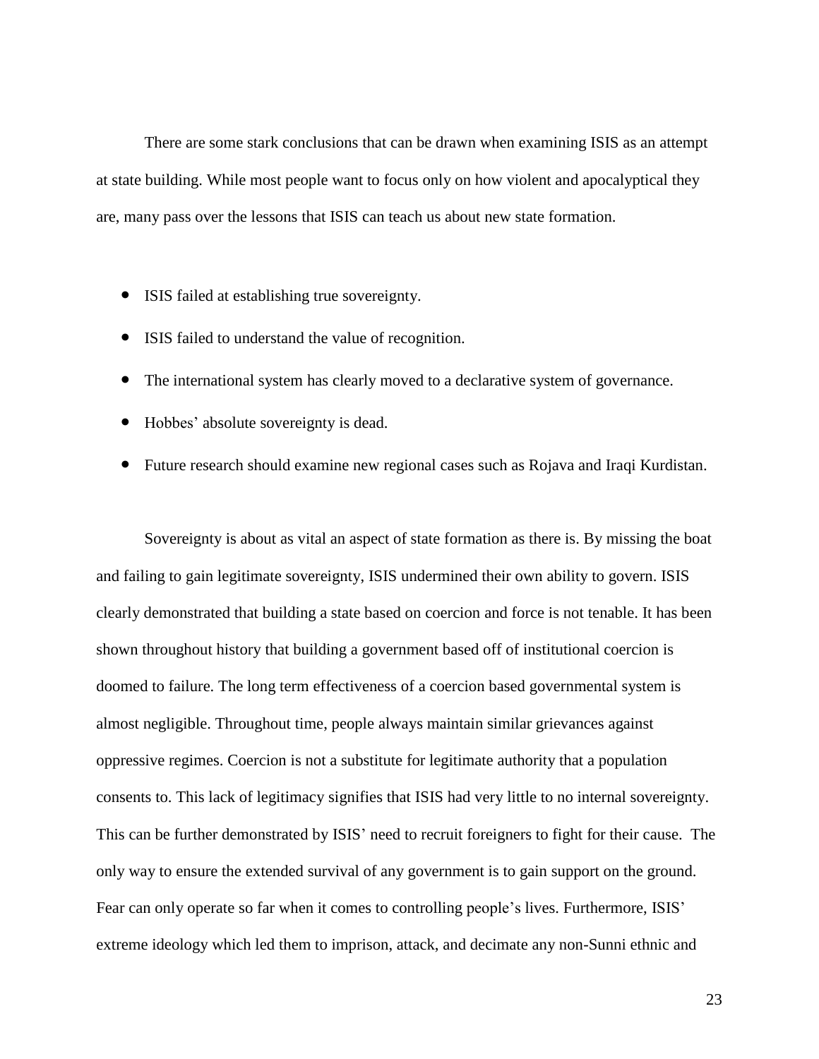There are some stark conclusions that can be drawn when examining ISIS as an attempt at state building. While most people want to focus only on how violent and apocalyptical they are, many pass over the lessons that ISIS can teach us about new state formation.

- ISIS failed at establishing true sovereignty.
- ISIS failed to understand the value of recognition.
- The international system has clearly moved to a declarative system of governance.
- Hobbes' absolute sovereignty is dead.
- Future research should examine new regional cases such as Rojava and Iraqi Kurdistan.

Sovereignty is about as vital an aspect of state formation as there is. By missing the boat and failing to gain legitimate sovereignty, ISIS undermined their own ability to govern. ISIS clearly demonstrated that building a state based on coercion and force is not tenable. It has been shown throughout history that building a government based off of institutional coercion is doomed to failure. The long term effectiveness of a coercion based governmental system is almost negligible. Throughout time, people always maintain similar grievances against oppressive regimes. Coercion is not a substitute for legitimate authority that a population consents to. This lack of legitimacy signifies that ISIS had very little to no internal sovereignty. This can be further demonstrated by ISIS' need to recruit foreigners to fight for their cause. The only way to ensure the extended survival of any government is to gain support on the ground. Fear can only operate so far when it comes to controlling people's lives. Furthermore, ISIS' extreme ideology which led them to imprison, attack, and decimate any non-Sunni ethnic and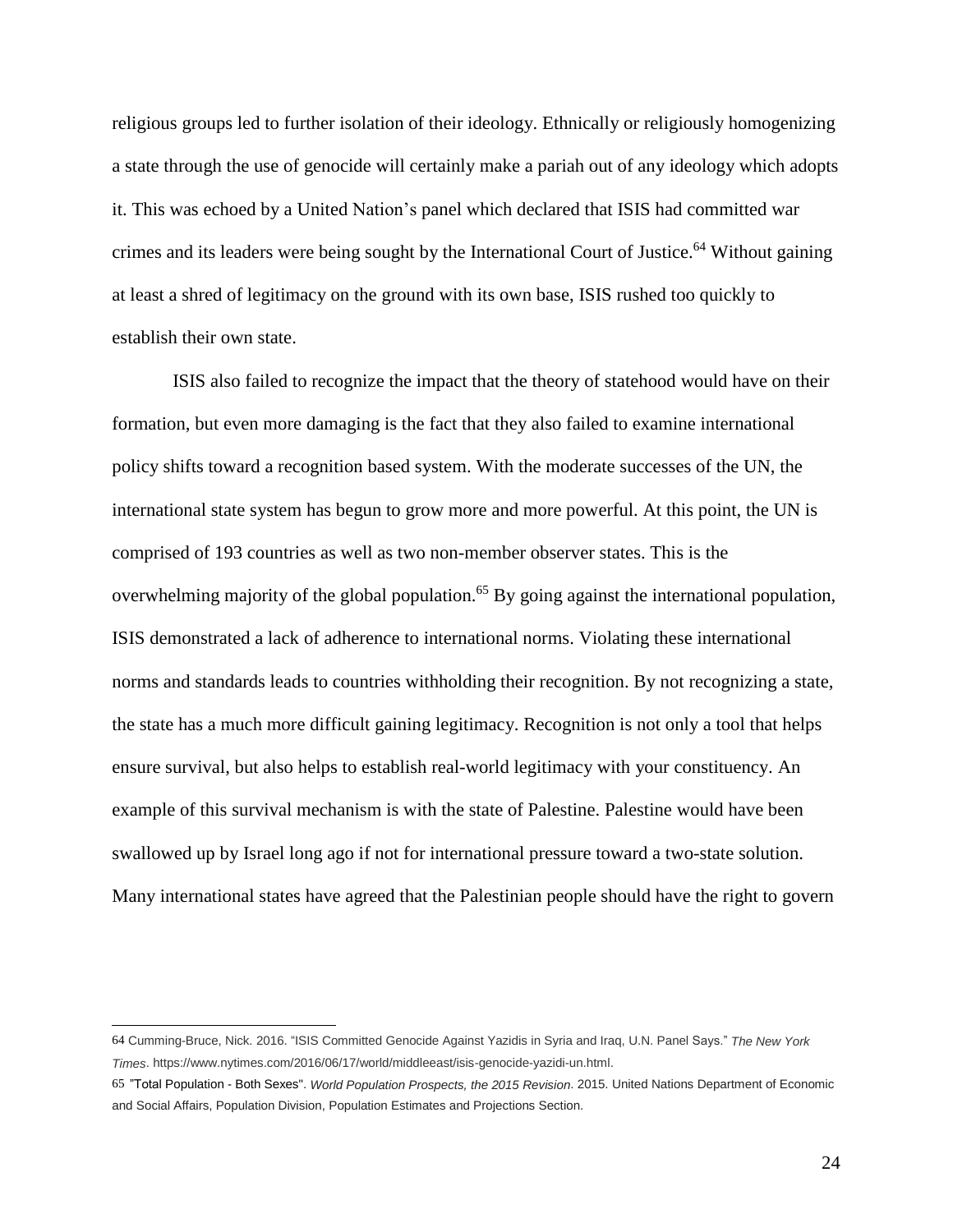religious groups led to further isolation of their ideology. Ethnically or religiously homogenizing a state through the use of genocide will certainly make a pariah out of any ideology which adopts it. This was echoed by a United Nation's panel which declared that ISIS had committed war crimes and its leaders were being sought by the International Court of Justice.[64] Without gaining at least a shred of legitimacy on the ground with its own base, ISIS rushed too quickly to establish their own state.

ISIS also failed to recognize the impact that the theory of statehood would have on their formation, but even more damaging is the fact that they also failed to examine international policy shifts toward a recognition based system. With the moderate successes of the UN, the international state system has begun to grow more and more powerful. At this point, the UN is comprised of 193 countries as well as two non-member observer states. This is the overwhelming majority of the global population.[65] By going against the international population, ISIS demonstrated a lack of adherence to international norms. Violating these international norms and standards leads to countries withholding their recognition. By not recognizing a state, the state has a much more difficult gaining legitimacy. Recognition is not only a tool that helps ensure survival, but also helps to establish real-world legitimacy with your constituency. An example of this survival mechanism is with the state of Palestine. Palestine would have been swallowed up by Israel long ago if not for international pressure toward a two-state solution. Many international states have agreed that the Palestinian people should have the right to govern

---

64 Cumming-Bruce, Nick. 2016. "ISIS Committed Genocide Against Yazidis in Syria and Iraq, U.N. Panel Says." *The New York Times*. https://www.nytimes.com/2016/06/17/world/middleeast/isis-genocide-yazidi-un.html.

65 "Total Population - Both Sexes". *World Population Prospects, the 2015 Revision*. 2015. United Nations Department of Economic and Social Affairs, Population Division, Population Estimates and Projections Section.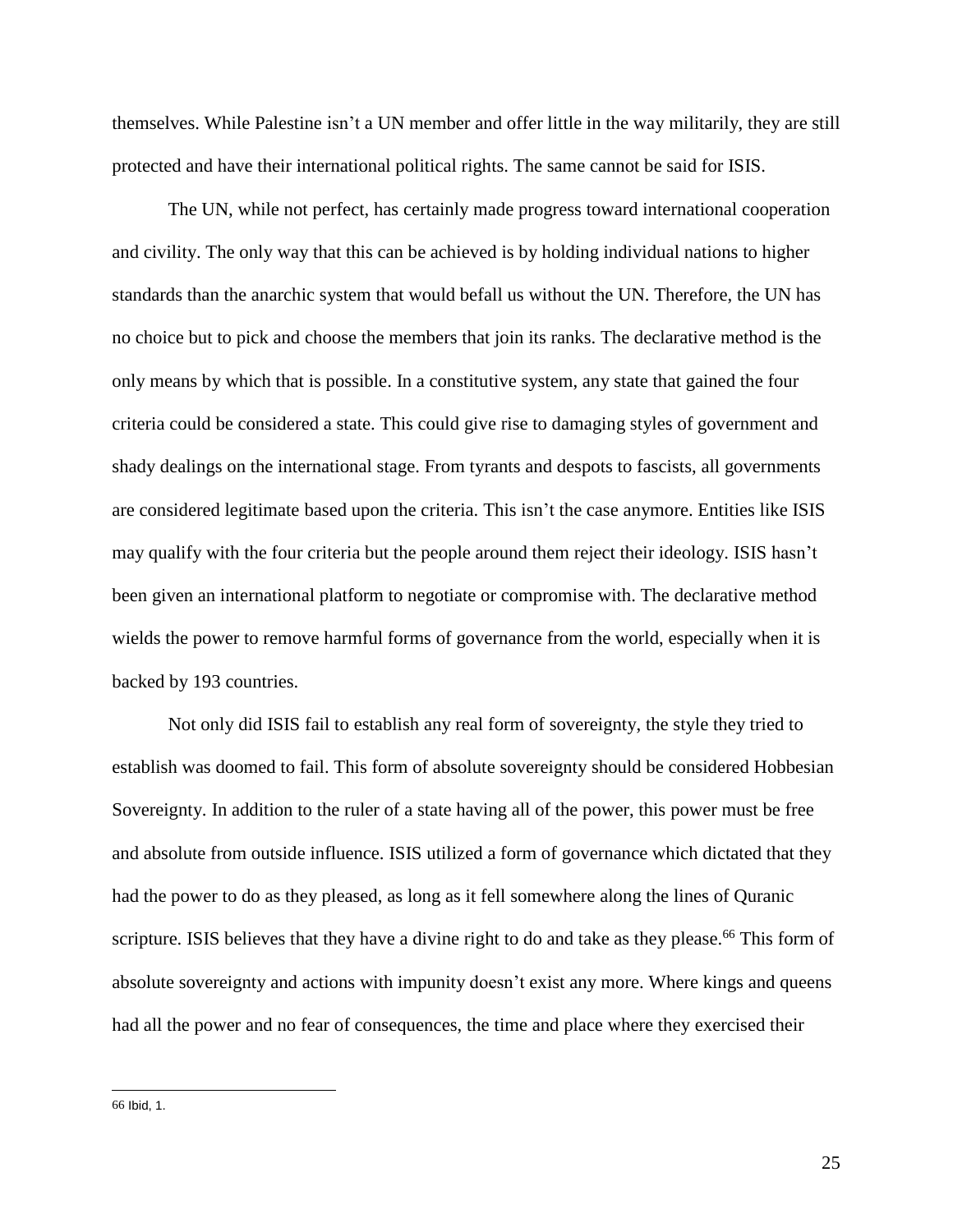themselves. While Palestine isn't a UN member and offer little in the way militarily, they are still protected and have their international political rights. The same cannot be said for ISIS.

The UN, while not perfect, has certainly made progress toward international cooperation and civility. The only way that this can be achieved is by holding individual nations to higher standards than the anarchic system that would befall us without the UN. Therefore, the UN has no choice but to pick and choose the members that join its ranks. The declarative method is the only means by which that is possible. In a constitutive system, any state that gained the four criteria could be considered a state. This could give rise to damaging styles of government and shady dealings on the international stage. From tyrants and despots to fascists, all governments are considered legitimate based upon the criteria. This isn't the case anymore. Entities like ISIS may qualify with the four criteria but the people around them reject their ideology. ISIS hasn't been given an international platform to negotiate or compromise with. The declarative method wields the power to remove harmful forms of governance from the world, especially when it is backed by 193 countries.

Not only did ISIS fail to establish any real form of sovereignty, the style they tried to establish was doomed to fail. This form of absolute sovereignty should be considered Hobbesian Sovereignty. In addition to the ruler of a state having all of the power, this power must be free and absolute from outside influence. ISIS utilized a form of governance which dictated that they had the power to do as they pleased, as long as it fell somewhere along the lines of Quranic scripture. ISIS believes that they have a divine right to do and take as they please.[66] This form of absolute sovereignty and actions with impunity doesn't exist any more. Where kings and queens had all the power and no fear of consequences, the time and place where they exercised their

---

66 Ibid, 1.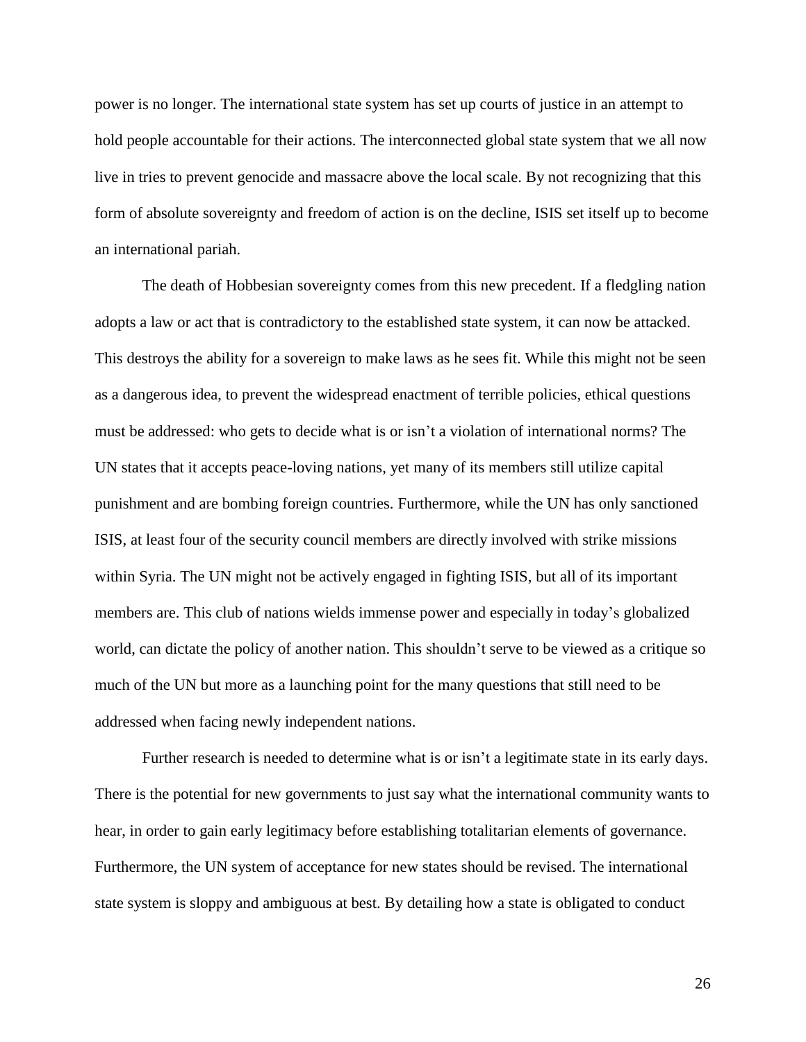power is no longer. The international state system has set up courts of justice in an attempt to hold people accountable for their actions. The interconnected global state system that we all now live in tries to prevent genocide and massacre above the local scale. By not recognizing that this form of absolute sovereignty and freedom of action is on the decline, ISIS set itself up to become an international pariah.

The death of Hobbesian sovereignty comes from this new precedent. If a fledgling nation adopts a law or act that is contradictory to the established state system, it can now be attacked. This destroys the ability for a sovereign to make laws as he sees fit. While this might not be seen as a dangerous idea, to prevent the widespread enactment of terrible policies, ethical questions must be addressed: who gets to decide what is or isn't a violation of international norms? The UN states that it accepts peace-loving nations, yet many of its members still utilize capital punishment and are bombing foreign countries. Furthermore, while the UN has only sanctioned ISIS, at least four of the security council members are directly involved with strike missions within Syria. The UN might not be actively engaged in fighting ISIS, but all of its important members are. This club of nations wields immense power and especially in today's globalized world, can dictate the policy of another nation. This shouldn't serve to be viewed as a critique so much of the UN but more as a launching point for the many questions that still need to be addressed when facing newly independent nations.

Further research is needed to determine what is or isn't a legitimate state in its early days. There is the potential for new governments to just say what the international community wants to hear, in order to gain early legitimacy before establishing totalitarian elements of governance. Furthermore, the UN system of acceptance for new states should be revised. The international state system is sloppy and ambiguous at best. By detailing how a state is obligated to conduct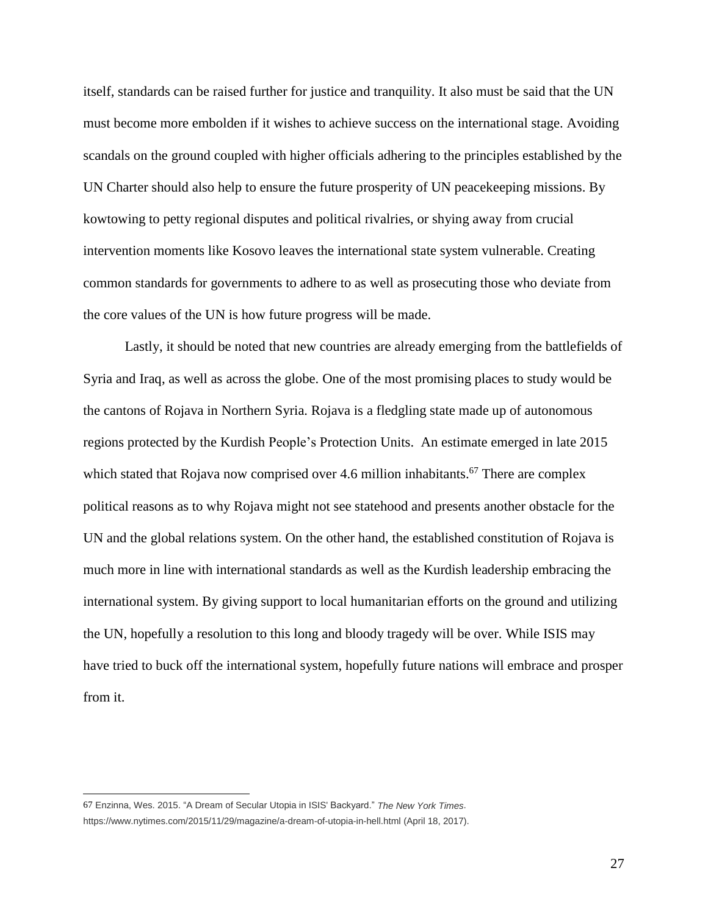itself, standards can be raised further for justice and tranquility. It also must be said that the UN must become more embolden if it wishes to achieve success on the international stage. Avoiding scandals on the ground coupled with higher officials adhering to the principles established by the UN Charter should also help to ensure the future prosperity of UN peacekeeping missions. By kowtowing to petty regional disputes and political rivalries, or shying away from crucial intervention moments like Kosovo leaves the international state system vulnerable. Creating common standards for governments to adhere to as well as prosecuting those who deviate from the core values of the UN is how future progress will be made.

Lastly, it should be noted that new countries are already emerging from the battlefields of Syria and Iraq, as well as across the globe. One of the most promising places to study would be the cantons of Rojava in Northern Syria. Rojava is a fledgling state made up of autonomous regions protected by the Kurdish People's Protection Units. An estimate emerged in late 2015 which stated that Rojava now comprised over 4.6 million inhabitants.[67] There are complex political reasons as to why Rojava might not see statehood and presents another obstacle for the UN and the global relations system. On the other hand, the established constitution of Rojava is much more in line with international standards as well as the Kurdish leadership embracing the international system. By giving support to local humanitarian efforts on the ground and utilizing the UN, hopefully a resolution to this long and bloody tragedy will be over. While ISIS may have tried to buck off the international system, hopefully future nations will embrace and prosper from it.

---

67 Enzinna, Wes. 2015. "A Dream of Secular Utopia in ISIS' Backyard." *The New York Times*. https://www.nytimes.com/2015/11/29/magazine/a-dream-of-utopia-in-hell.html (April 18, 2017).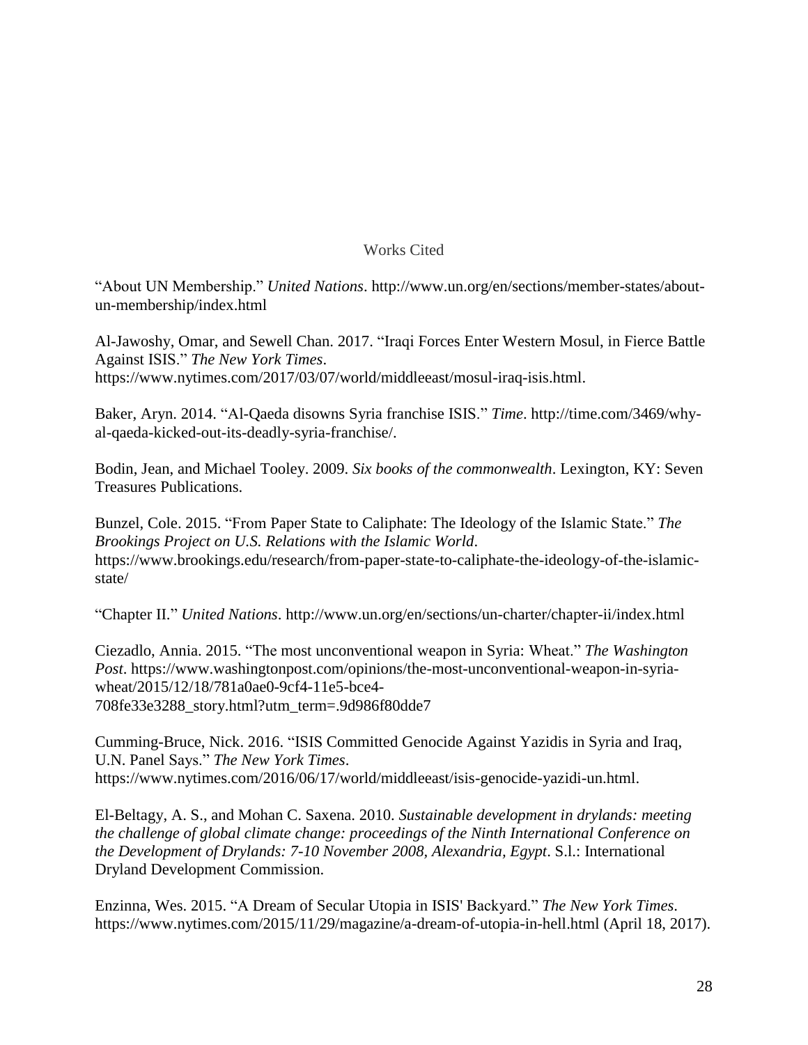# Works Cited

"About UN Membership." *United Nations*. http://www.un.org/en/sections/member-states/about-un-membership/index.html

Al-Jawoshy, Omar, and Sewell Chan. 2017. "Iraqi Forces Enter Western Mosul, in Fierce Battle Against ISIS." *The New York Times*. https://www.nytimes.com/2017/03/07/world/middleeast/mosul-iraq-isis.html.

Baker, Aryn. 2014. "Al-Qaeda disowns Syria franchise ISIS." *Time*. http://time.com/3469/why-al-qaeda-kicked-out-its-deadly-syria-franchise/.

Bodin, Jean, and Michael Tooley. 2009. *Six books of the commonwealth*. Lexington, KY: Seven Treasures Publications.

Bunzel, Cole. 2015. "From Paper State to Caliphate: The Ideology of the Islamic State." *The Brookings Project on U.S. Relations with the Islamic World*. https://www.brookings.edu/research/from-paper-state-to-caliphate-the-ideology-of-the-islamic-state/

"Chapter II." *United Nations*. http://www.un.org/en/sections/un-charter/chapter-ii/index.html

Ciezadlo, Annia. 2015. "The most unconventional weapon in Syria: Wheat." *The Washington Post*. https://www.washingtonpost.com/opinions/the-most-unconventional-weapon-in-syria-wheat/2015/12/18/781a0ae0-9cf4-11e5-bce4-708fe33e3288_story.html?utm_term=.9d986f80dde7

Cumming-Bruce, Nick. 2016. "ISIS Committed Genocide Against Yazidis in Syria and Iraq, U.N. Panel Says." *The New York Times*. https://www.nytimes.com/2016/06/17/world/middleeast/isis-genocide-yazidi-un.html.

El-Beltagy, A. S., and Mohan C. Saxena. 2010. *Sustainable development in drylands: meeting the challenge of global climate change: proceedings of the Ninth International Conference on the Development of Drylands: 7-10 November 2008, Alexandria, Egypt*. S.l.: International Dryland Development Commission.

Enzinna, Wes. 2015. "A Dream of Secular Utopia in ISIS' Backyard." *The New York Times*. https://www.nytimes.com/2015/11/29/magazine/a-dream-of-utopia-in-hell.html (April 18, 2017).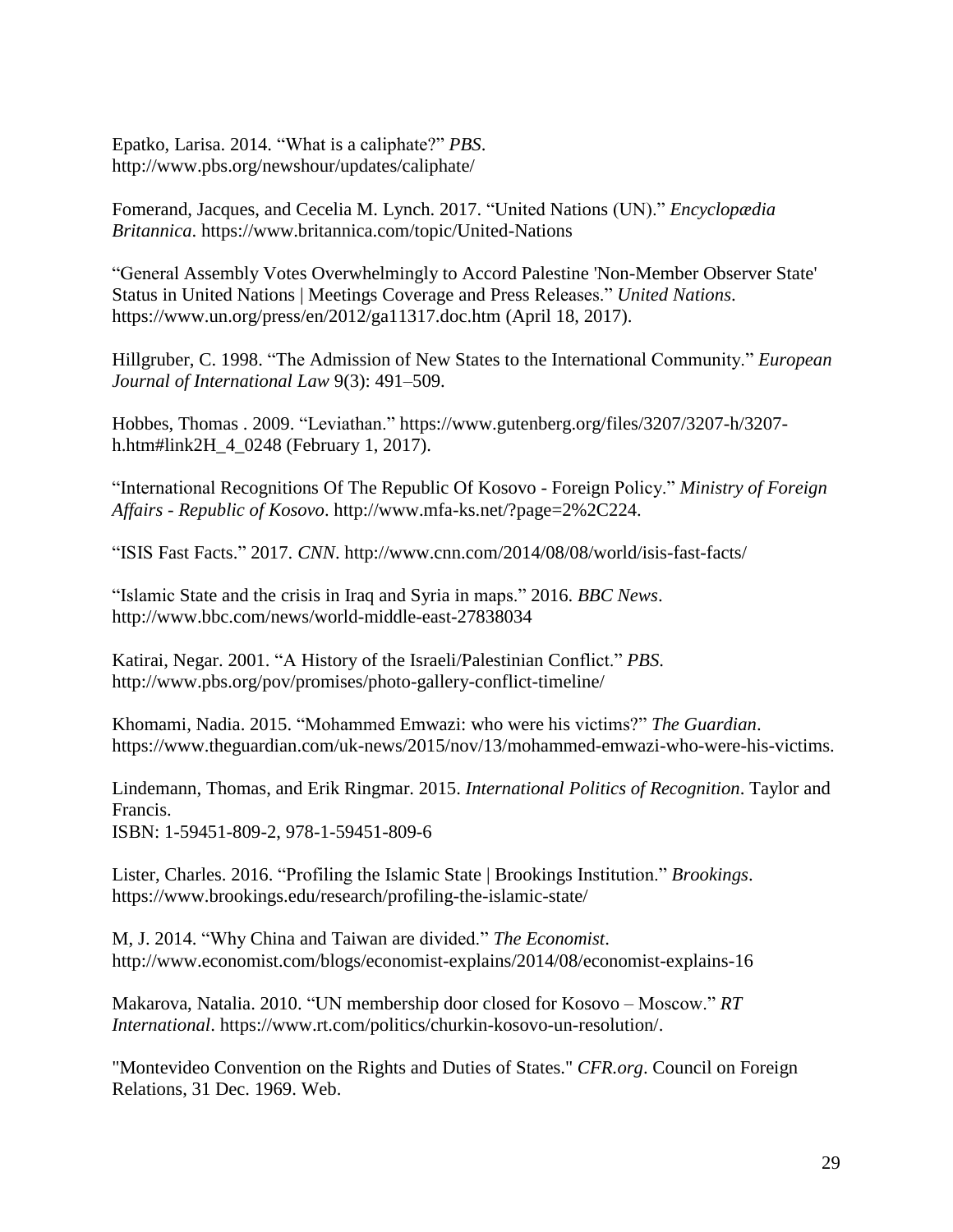Epatko, Larisa. 2014. “What is a caliphate?” *PBS*. http://www.pbs.org/newshour/updates/caliphate/

Fomerand, Jacques, and Cecelia M. Lynch. 2017. “United Nations (UN).” *Encyclopædia Britannica*. https://www.britannica.com/topic/United-Nations

“General Assembly Votes Overwhelmingly to Accord Palestine 'Non-Member Observer State' Status in United Nations | Meetings Coverage and Press Releases.” *United Nations*. https://www.un.org/press/en/2012/ga11317.doc.htm (April 18, 2017).

Hillgruber, C. 1998. “The Admission of New States to the International Community.” *European Journal of International Law* 9(3): 491–509.

Hobbes, Thomas . 2009. “Leviathan.” https://www.gutenberg.org/files/3207/3207-h/3207-h.htm#link2H_4_0248 (February 1, 2017).

“International Recognitions Of The Republic Of Kosovo - Foreign Policy.” *Ministry of Foreign Affairs - Republic of Kosovo*. http://www.mfa-ks.net/?page=2%2C224.

“ISIS Fast Facts.” 2017. *CNN*. http://www.cnn.com/2014/08/08/world/isis-fast-facts/

“Islamic State and the crisis in Iraq and Syria in maps.” 2016. *BBC News*. http://www.bbc.com/news/world-middle-east-27838034

Katirai, Negar. 2001. “A History of the Israeli/Palestinian Conflict.” *PBS*. http://www.pbs.org/pov/promises/photo-gallery-conflict-timeline/

Khomami, Nadia. 2015. “Mohammed Emwazi: who were his victims?” *The Guardian*. https://www.theguardian.com/uk-news/2015/nov/13/mohammed-emwazi-who-were-his-victims.

Lindemann, Thomas, and Erik Ringmar. 2015. *International Politics of Recognition*. Taylor and Francis.
ISBN: 1-59451-809-2, 978-1-59451-809-6

Lister, Charles. 2016. “Profiling the Islamic State | Brookings Institution.” *Brookings*. https://www.brookings.edu/research/profiling-the-islamic-state/

M, J. 2014. “Why China and Taiwan are divided.” *The Economist*. http://www.economist.com/blogs/economist-explains/2014/08/economist-explains-16

Makarova, Natalia. 2010. “UN membership door closed for Kosovo – Moscow.” *RT International*. https://www.rt.com/politics/churkin-kosovo-un-resolution/.

"Montevideo Convention on the Rights and Duties of States." *CFR.org*. Council on Foreign Relations, 31 Dec. 1969. Web.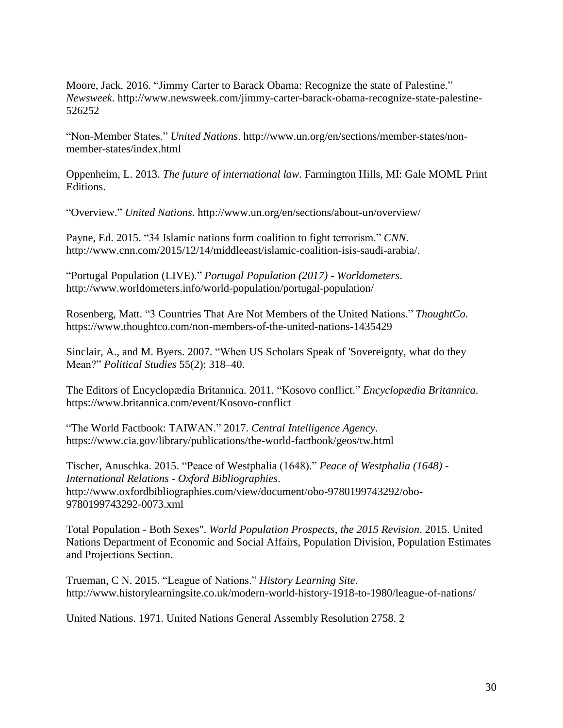Moore, Jack. 2016. “Jimmy Carter to Barack Obama: Recognize the state of Palestine.” *Newsweek*. http://www.newsweek.com/jimmy-carter-barack-obama-recognize-state-palestine-526252

“Non-Member States.” *United Nations*. http://www.un.org/en/sections/member-states/non-member-states/index.html

Oppenheim, L. 2013. *The future of international law*. Farmington Hills, MI: Gale MOML Print Editions.

“Overview.” *United Nations*. http://www.un.org/en/sections/about-un/overview/

Payne, Ed. 2015. “34 Islamic nations form coalition to fight terrorism.” *CNN*. http://www.cnn.com/2015/12/14/middleeast/islamic-coalition-isis-saudi-arabia/.

“Portugal Population (LIVE).” *Portugal Population (2017) - Worldometers*. http://www.worldometers.info/world-population/portugal-population/

Rosenberg, Matt. “3 Countries That Are Not Members of the United Nations.” *ThoughtCo*. https://www.thoughtco.com/non-members-of-the-united-nations-1435429

Sinclair, A., and M. Byers. 2007. “When US Scholars Speak of 'Sovereignty, what do they Mean?” *Political Studies* 55(2): 318–40.

The Editors of Encyclopædia Britannica. 2011. “Kosovo conflict.” *Encyclopædia Britannica*. https://www.britannica.com/event/Kosovo-conflict

“The World Factbook: TAIWAN.” 2017. *Central Intelligence Agency*. https://www.cia.gov/library/publications/the-world-factbook/geos/tw.html

Tischer, Anuschka. 2015. “Peace of Westphalia (1648).” *Peace of Westphalia (1648) - International Relations - Oxford Bibliographies*. http://www.oxfordbibliographies.com/view/document/obo-9780199743292/obo-9780199743292-0073.xml

Total Population - Both Sexes". *World Population Prospects, the 2015 Revision*. 2015. United Nations Department of Economic and Social Affairs, Population Division, Population Estimates and Projections Section.

Trueman, C N. 2015. “League of Nations.” *History Learning Site*. http://www.historylearningsite.co.uk/modern-world-history-1918-to-1980/league-of-nations/

United Nations. 1971. United Nations General Assembly Resolution 2758. 2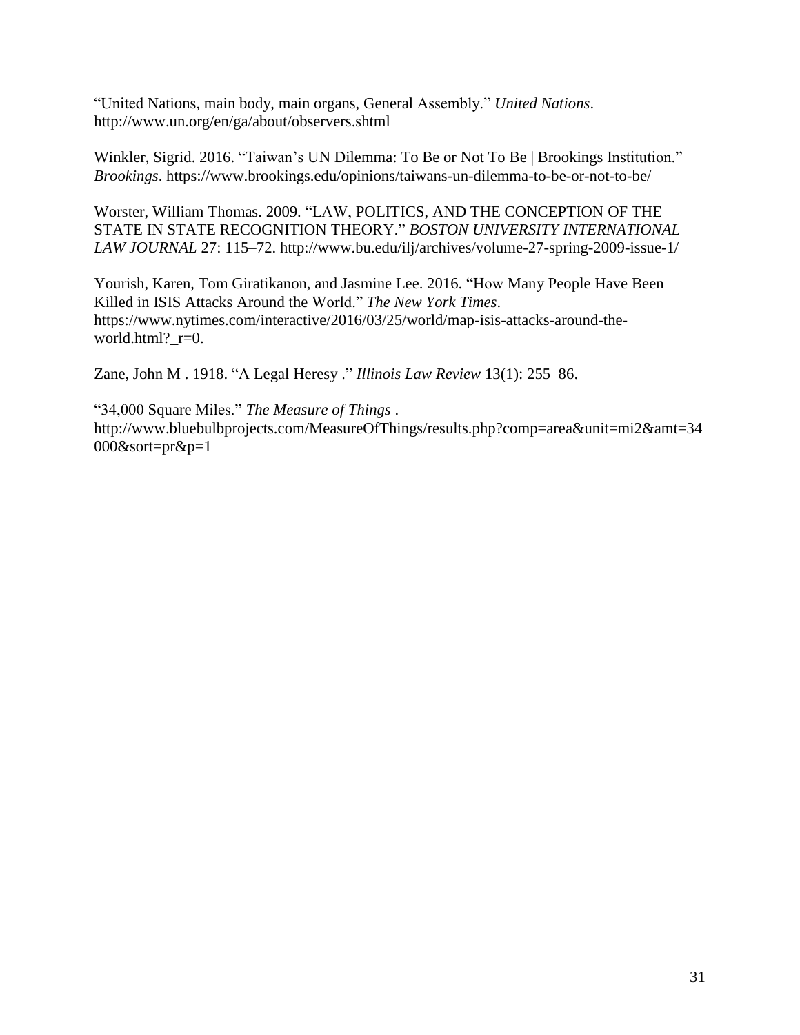"United Nations, main body, main organs, General Assembly." *United Nations*. http://www.un.org/en/ga/about/observers.shtml

Winkler, Sigrid. 2016. "Taiwan's UN Dilemma: To Be or Not To Be | Brookings Institution." *Brookings*. https://www.brookings.edu/opinions/taiwans-un-dilemma-to-be-or-not-to-be/

Worster, William Thomas. 2009. "LAW, POLITICS, AND THE CONCEPTION OF THE STATE IN STATE RECOGNITION THEORY." *BOSTON UNIVERSITY INTERNATIONAL LAW JOURNAL* 27: 115–72. http://www.bu.edu/ilj/archives/volume-27-spring-2009-issue-1/

Yourish, Karen, Tom Giratikanon, and Jasmine Lee. 2016. "How Many People Have Been Killed in ISIS Attacks Around the World." *The New York Times*. https://www.nytimes.com/interactive/2016/03/25/world/map-isis-attacks-around-the-world.html?_r=0.

Zane, John M . 1918. "A Legal Heresy ." *Illinois Law Review* 13(1): 255–86.

"34,000 Square Miles." *The Measure of Things* . http://www.bluebulbprojects.com/MeasureOfThings/results.php?comp=area&unit=mi2&amt=34000&sort=pr&p=1